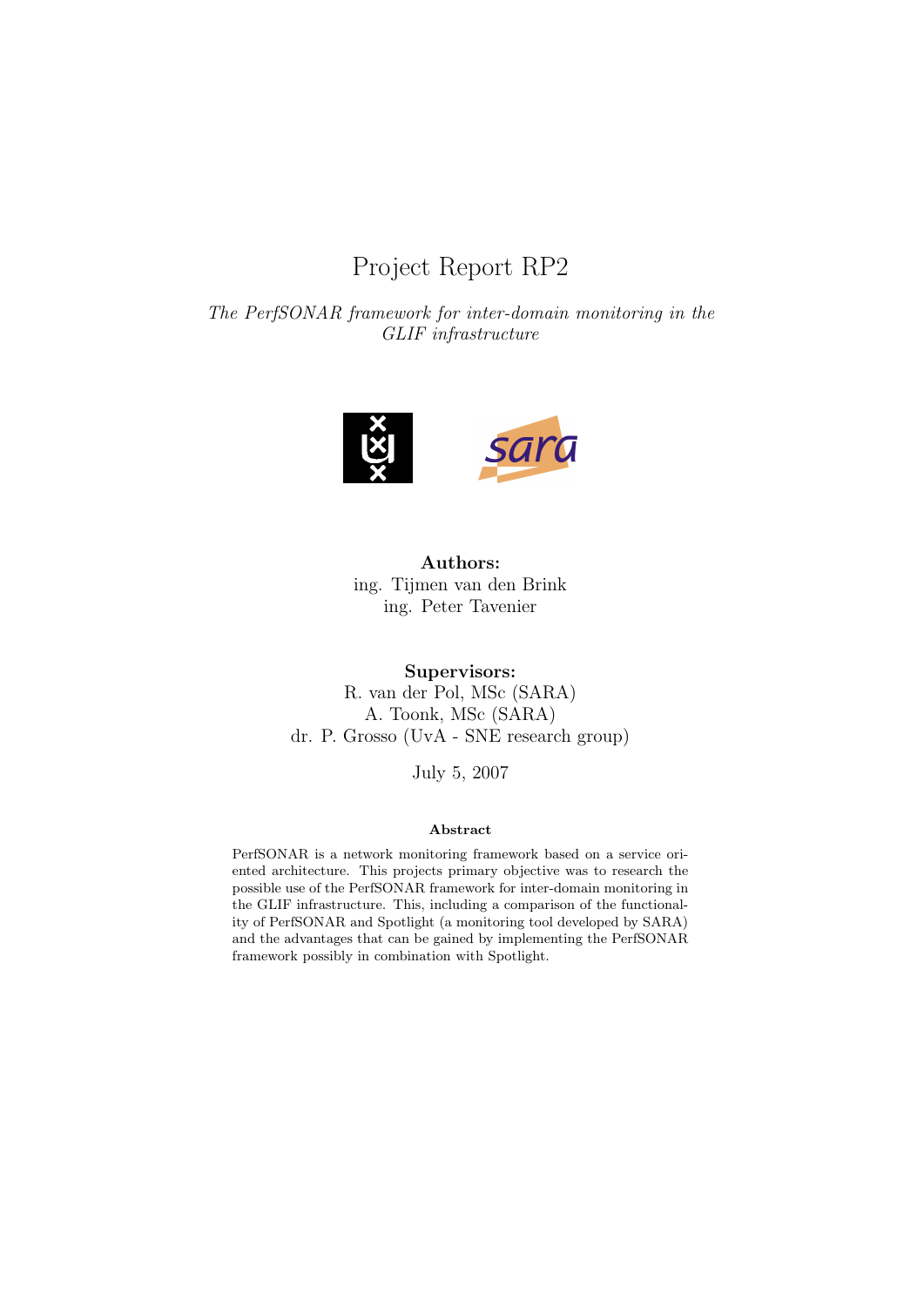# Project Report RP2

*The PerfSONAR framework for inter-domain monitoring in the GLIF infrastructure*

**Authors:**
ing. Tijmen van den Brink
ing. Peter Tavenier

**Supervisors:**
R. van der Pol, MSc (SARA)
A. Toonk, MSc (SARA)
dr. P. Grosso (UvA - SNE research group)

July 5, 2007

**Abstract**

PerfSONAR is a network monitoring framework based on a service oriented architecture. This projects primary objective was to research the possible use of the PerfSONAR framework for inter-domain monitoring in the GLIF infrastructure. This, including a comparison of the functionality of PerfSONAR and Spotlight (a monitoring tool developed by SARA) and the advantages that can be gained by implementing the PerfSONAR framework possibly in combination with Spotlight.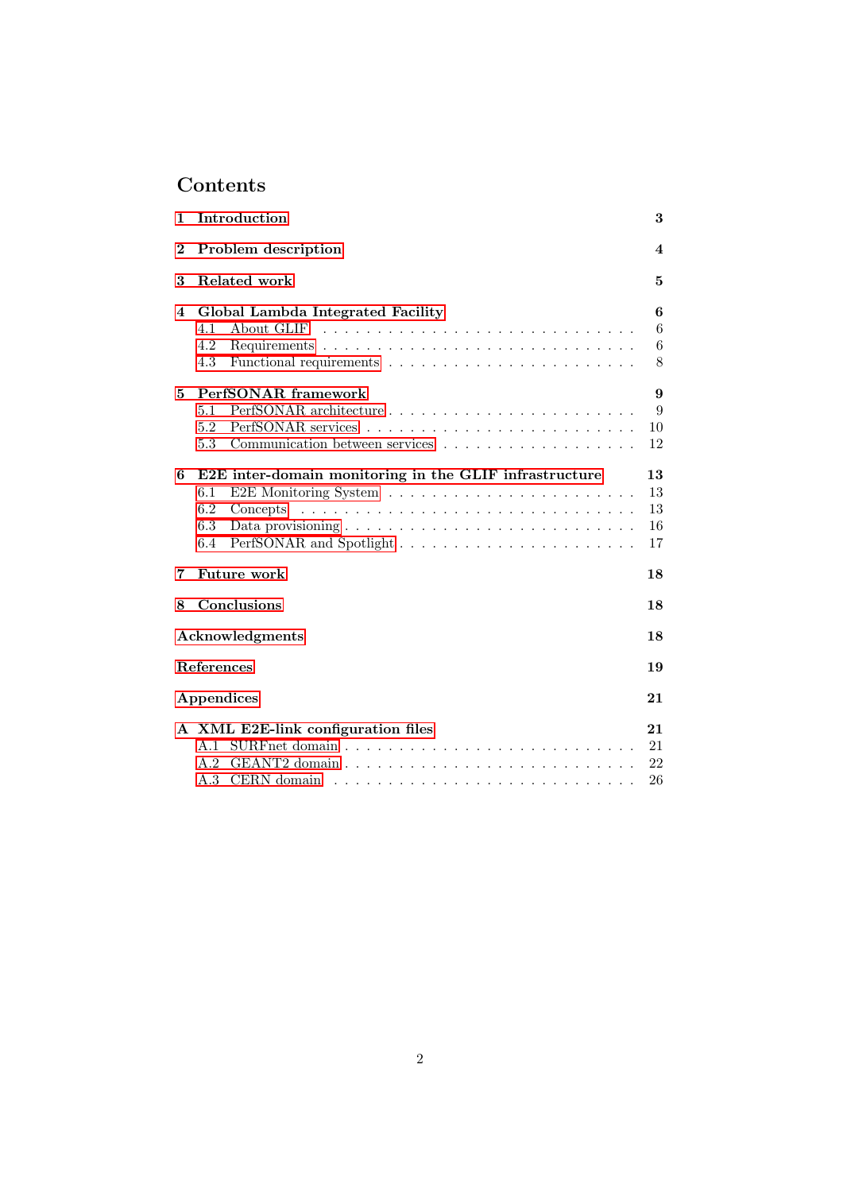# Contents

**1 Introduction** **3**

**2 Problem description** **4**

**3 Related work** **5**

**4 Global Lambda Integrated Facility** **6**

- 4.1 About GLIF . . . . . . . . . . . . . . . . . . . . . . . . . . . . 6
- 4.2 Requirements . . . . . . . . . . . . . . . . . . . . . . . . . . . 6
- 4.3 Functional requirements . . . . . . . . . . . . . . . . . . . . . 8

**5 PerfSONAR framework** **9**

- 5.1 PerfSONAR architecture . . . . . . . . . . . . . . . . . . . . . 9
- 5.2 PerfSONAR services . . . . . . . . . . . . . . . . . . . . . . . 10
- 5.3 Communication between services . . . . . . . . . . . . . . . . 12

**6 E2E inter-domain monitoring in the GLIF infrastructure** **13**

- 6.1 E2E Monitoring System . . . . . . . . . . . . . . . . . . . . . 13
- 6.2 Concepts . . . . . . . . . . . . . . . . . . . . . . . . . . . . . 13
- 6.3 Data provisioning . . . . . . . . . . . . . . . . . . . . . . . . . 16
- 6.4 PerfSONAR and Spotlight . . . . . . . . . . . . . . . . . . . . 17

**7 Future work** **18**

**8 Conclusions** **18**

**Acknowledgments** **18**

**References** **19**

**Appendices** **21**

**A XML E2E-link configuration files** **21**

- A.1 SURFnet domain . . . . . . . . . . . . . . . . . . . . . . . . . 21
- A.2 GEANT2 domain . . . . . . . . . . . . . . . . . . . . . . . . . 22
- A.3 CERN domain . . . . . . . . . . . . . . . . . . . . . . . . . . 26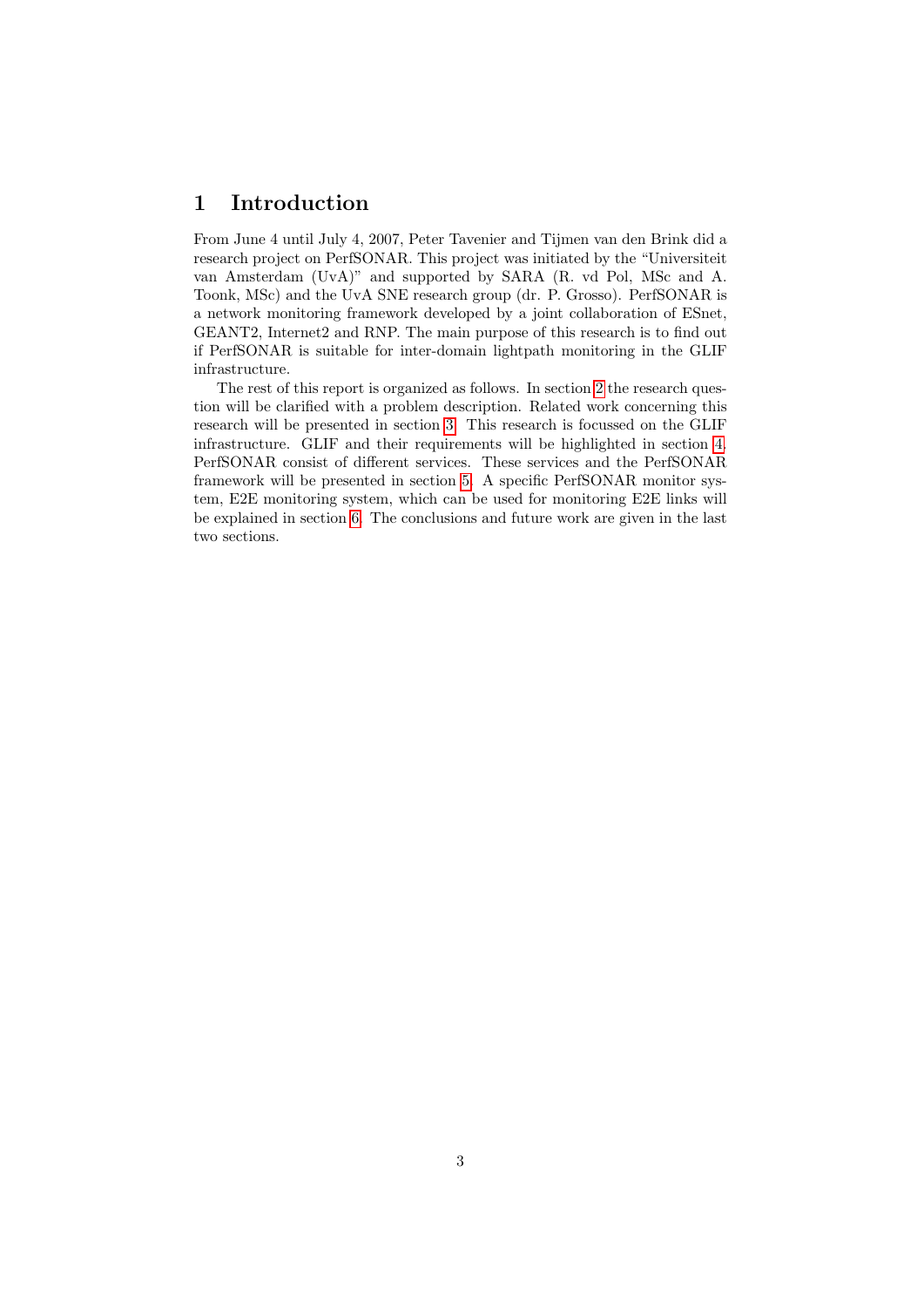# 1 Introduction

From June 4 until July 4, 2007, Peter Tavenier and Tijmen van den Brink did a research project on PerfSONAR. This project was initiated by the "Universiteit van Amsterdam (UvA)" and supported by SARA (R. vd Pol, MSc and A. Toonk, MSc) and the UvA SNE research group (dr. P. Grosso). PerfSONAR is a network monitoring framework developed by a joint collaboration of ESnet, GEANT2, Internet2 and RNP. The main purpose of this research is to find out if PerfSONAR is suitable for inter-domain lightpath monitoring in the GLIF infrastructure.

The rest of this report is organized as follows. In section 2 the research question will be clarified with a problem description. Related work concerning this research will be presented in section 3. This research is focussed on the GLIF infrastructure. GLIF and their requirements will be highlighted in section 4. PerfSONAR consist of different services. These services and the PerfSONAR framework will be presented in section 5. A specific PerfSONAR monitor system, E2E monitoring system, which can be used for monitoring E2E links will be explained in section 6. The conclusions and future work are given in the last two sections.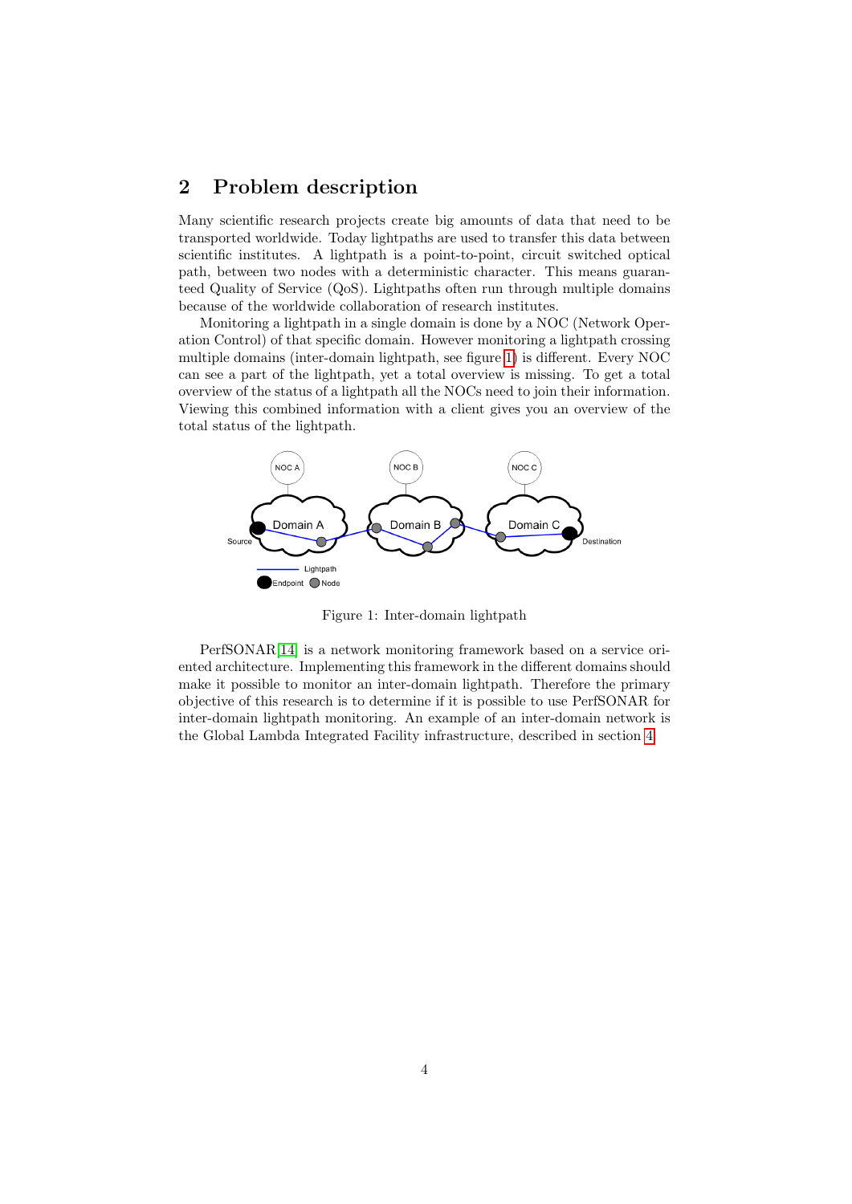## 2 Problem description

Many scientific research projects create big amounts of data that need to be transported worldwide. Today lightpaths are used to transfer this data between scientific institutes. A lightpath is a point-to-point, circuit switched optical path, between two nodes with a deterministic character. This means guaranteed Quality of Service (QoS). Lightpaths often run through multiple domains because of the worldwide collaboration of research institutes.

Monitoring a lightpath in a single domain is done by a NOC (Network Operation Control) of that specific domain. However monitoring a lightpath crossing multiple domains (inter-domain lightpath, see figure 1) is different. Every NOC can see a part of the lightpath, yet a total overview is missing. To get a total overview of the status of a lightpath all the NOCs need to join their information. Viewing this combined information with a client gives you an overview of the total status of the lightpath.

Figure 1: Inter-domain lightpath

PerfSONAR[14] is a network monitoring framework based on a service oriented architecture. Implementing this framework in the different domains should make it possible to monitor an inter-domain lightpath. Therefore the primary objective of this research is to determine if it is possible to use PerfSONAR for inter-domain lightpath monitoring. An example of an inter-domain network is the Global Lambda Integrated Facility infrastructure, described in section 4.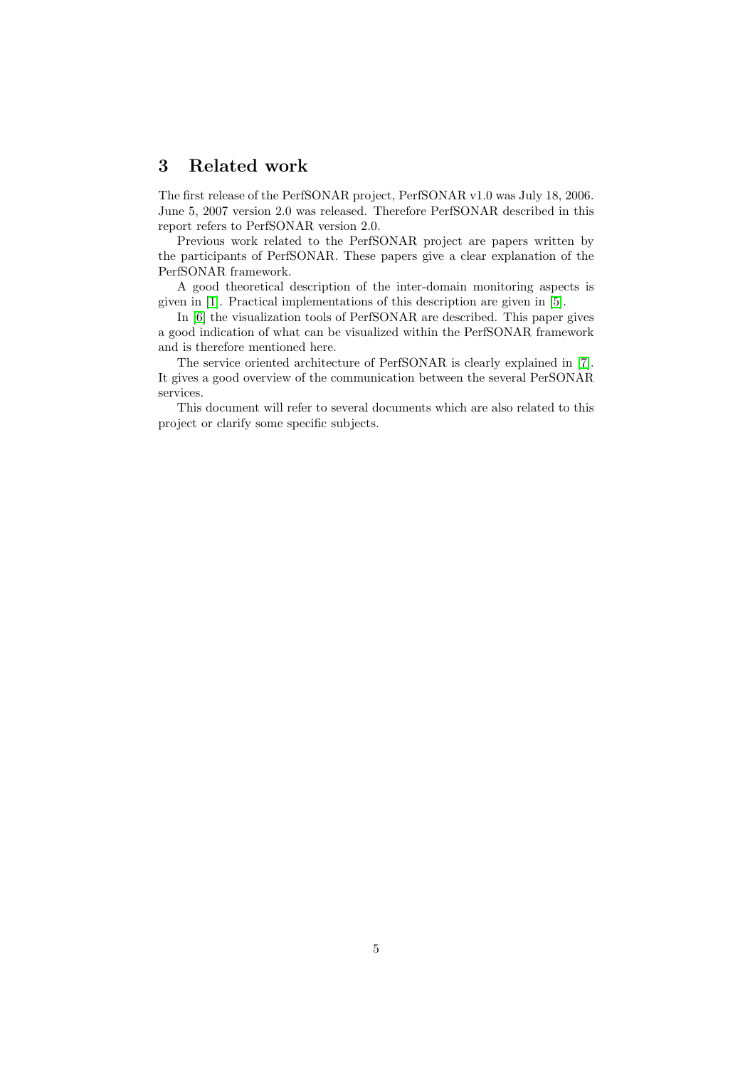# 3 Related work

The first release of the PerfSONAR project, PerfSONAR v1.0 was July 18, 2006. June 5, 2007 version 2.0 was released. Therefore PerfSONAR described in this report refers to PerfSONAR version 2.0.

Previous work related to the PerfSONAR project are papers written by the participants of PerfSONAR. These papers give a clear explanation of the PerfSONAR framework.

A good theoretical description of the inter-domain monitoring aspects is given in [1]. Practical implementations of this description are given in [5].

In [6] the visualization tools of PerfSONAR are described. This paper gives a good indication of what can be visualized within the PerfSONAR framework and is therefore mentioned here.

The service oriented architecture of PerfSONAR is clearly explained in [7]. It gives a good overview of the communication between the several PerSONAR services.

This document will refer to several documents which are also related to this project or clarify some specific subjects.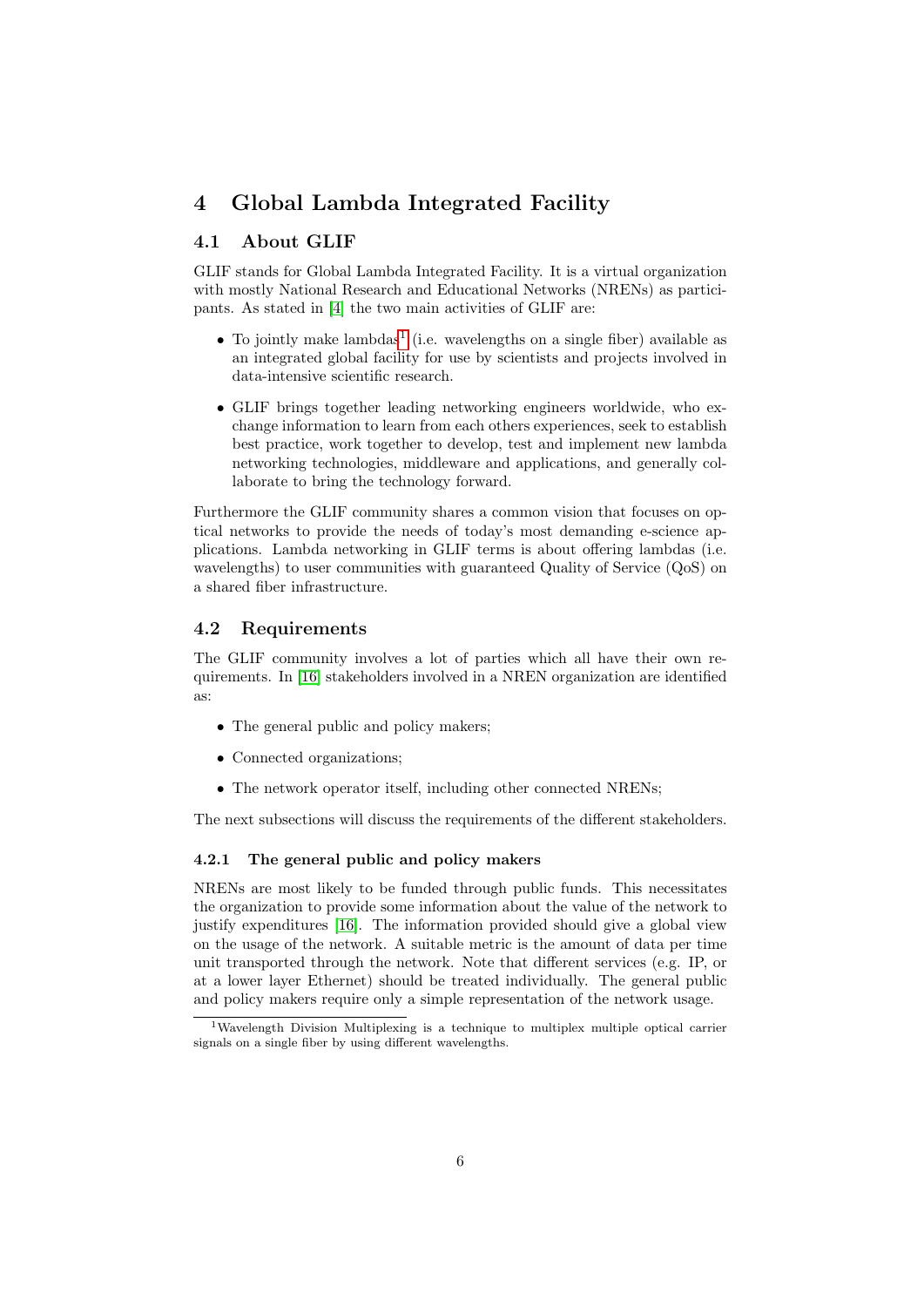# 4 Global Lambda Integrated Facility

## 4.1 About GLIF

GLIF stands for Global Lambda Integrated Facility. It is a virtual organization with mostly National Research and Educational Networks (NRENs) as participants. As stated in [4] the two main activities of GLIF are:

- To jointly make lambdas[1] (i.e. wavelengths on a single fiber) available as an integrated global facility for use by scientists and projects involved in data-intensive scientific research.
- GLIF brings together leading networking engineers worldwide, who exchange information to learn from each others experiences, seek to establish best practice, work together to develop, test and implement new lambda networking technologies, middleware and applications, and generally collaborate to bring the technology forward.

Furthermore the GLIF community shares a common vision that focuses on optical networks to provide the needs of today's most demanding e-science applications. Lambda networking in GLIF terms is about offering lambdas (i.e. wavelengths) to user communities with guaranteed Quality of Service (QoS) on a shared fiber infrastructure.

## 4.2 Requirements

The GLIF community involves a lot of parties which all have their own requirements. In [16] stakeholders involved in a NREN organization are identified as:

- The general public and policy makers;
- Connected organizations;
- The network operator itself, including other connected NRENs;

The next subsections will discuss the requirements of the different stakeholders.

### 4.2.1 The general public and policy makers

NRENs are most likely to be funded through public funds. This necessitates the organization to provide some information about the value of the network to justify expenditures [16]. The information provided should give a global view on the usage of the network. A suitable metric is the amount of data per time unit transported through the network. Note that different services (e.g. IP, or at a lower layer Ethernet) should be treated individually. The general public and policy makers require only a simple representation of the network usage.

[1] Wavelength Division Multiplexing is a technique to multiplex multiple optical carrier signals on a single fiber by using different wavelengths.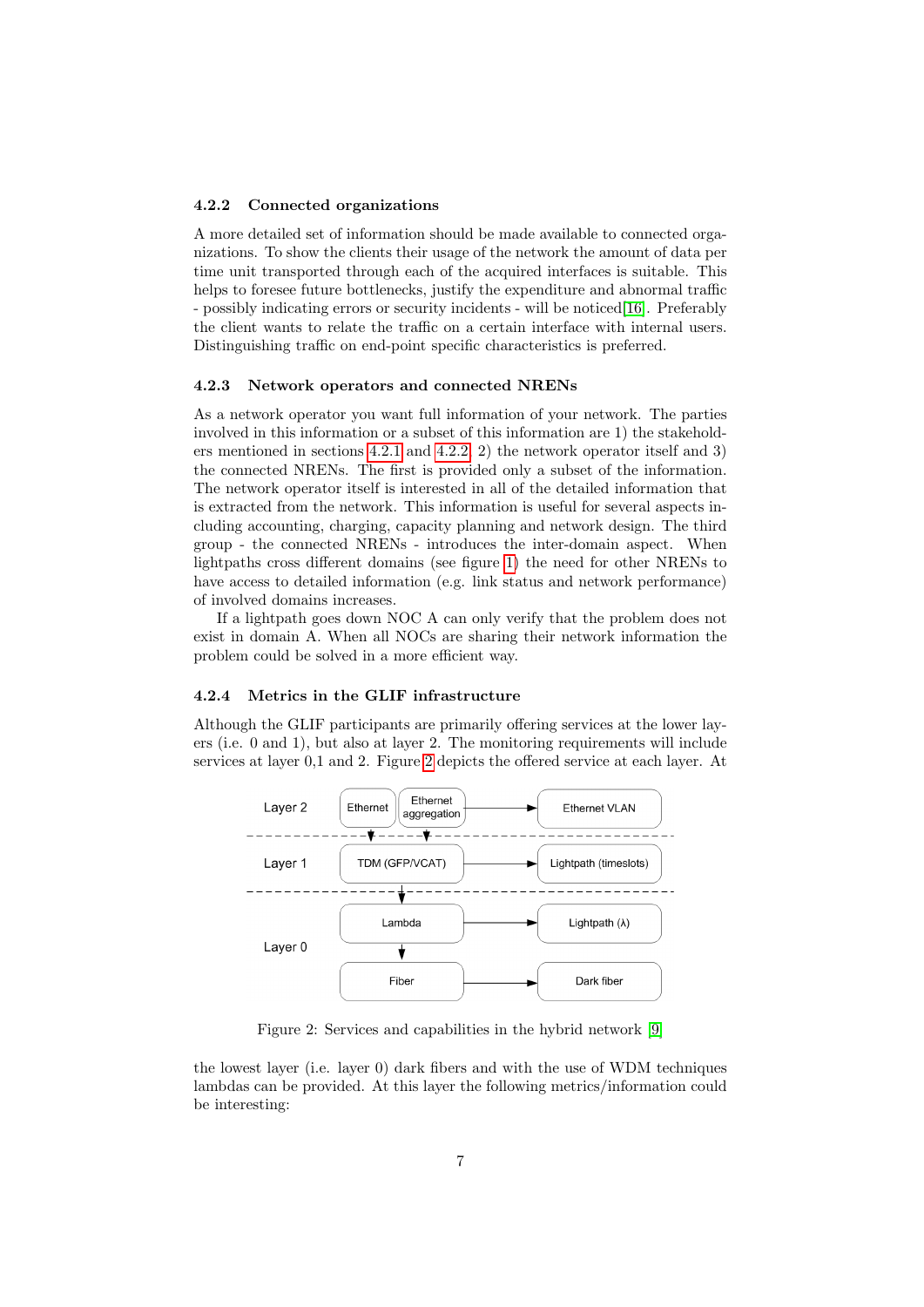### 4.2.2 Connected organizations

A more detailed set of information should be made available to connected organizations. To show the clients their usage of the network the amount of data per time unit transported through each of the acquired interfaces is suitable. This helps to foresee future bottlenecks, justify the expenditure and abnormal traffic - possibly indicating errors or security incidents - will be noticed[16]. Preferably the client wants to relate the traffic on a certain interface with internal users. Distinguishing traffic on end-point specific characteristics is preferred.

### 4.2.3 Network operators and connected NRENs

As a network operator you want full information of your network. The parties involved in this information or a subset of this information are 1) the stakeholders mentioned in sections 4.2.1 and 4.2.2, 2) the network operator itself and 3) the connected NRENs. The first is provided only a subset of the information. The network operator itself is interested in all of the detailed information that is extracted from the network. This information is useful for several aspects including accounting, charging, capacity planning and network design. The third group - the connected NRENs - introduces the inter-domain aspect. When lightpaths cross different domains (see figure 1) the need for other NRENs to have access to detailed information (e.g. link status and network performance) of involved domains increases.

If a lightpath goes down NOC A can only verify that the problem does not exist in domain A. When all NOCs are sharing their network information the problem could be solved in a more efficient way.

### 4.2.4 Metrics in the GLIF infrastructure

Although the GLIF participants are primarily offering services at the lower layers (i.e. 0 and 1), but also at layer 2. The monitoring requirements will include services at layer 0,1 and 2. Figure 2 depicts the offered service at each layer. At

Layer 2: Ethernet, Ethernet aggregation → Ethernet VLAN

Layer 1: TDM (GFP/VCAT) → Lightpath (timeslots)

Layer 0: Lambda → Lightpath (λ); Fiber → Dark fiber

Figure 2: Services and capabilities in the hybrid network [9]

the lowest layer (i.e. layer 0) dark fibers and with the use of WDM techniques lambdas can be provided. At this layer the following metrics/information could be interesting: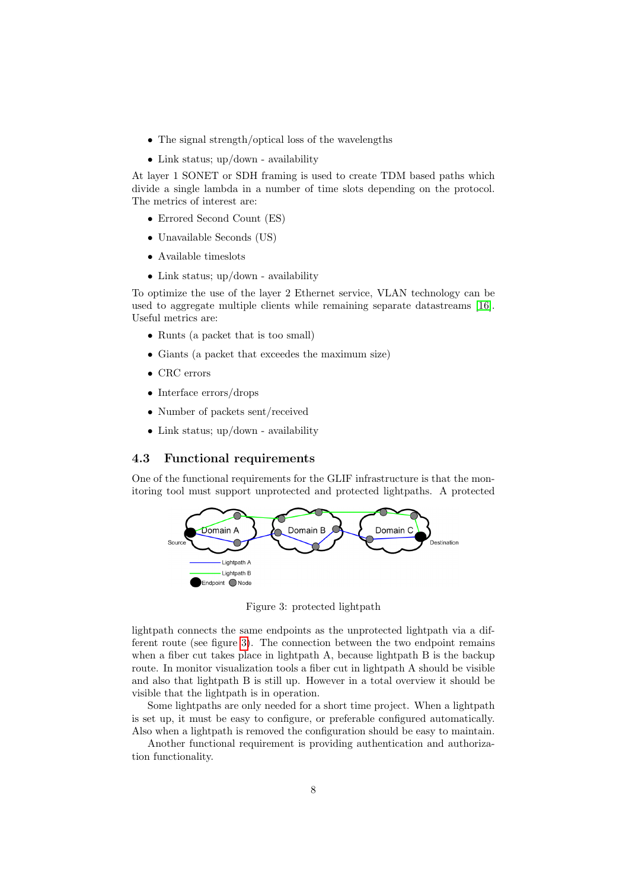- The signal strength/optical loss of the wavelengths
- Link status; up/down - availability

At layer 1 SONET or SDH framing is used to create TDM based paths which divide a single lambda in a number of time slots depending on the protocol. The metrics of interest are:

- Errored Second Count (ES)
- Unavailable Seconds (US)
- Available timeslots
- Link status; up/down - availability

To optimize the use of the layer 2 Ethernet service, VLAN technology can be used to aggregate multiple clients while remaining separate datastreams [16]. Useful metrics are:

- Runts (a packet that is too small)
- Giants (a packet that exceedes the maximum size)
- CRC errors
- Interface errors/drops
- Number of packets sent/received
- Link status; up/down - availability

### 4.3 Functional requirements

One of the functional requirements for the GLIF infrastructure is that the monitoring tool must support unprotected and protected lightpaths. A protected lightpath connects the same endpoints as the unprotected lightpath via a different route (see figure 3). The connection between the two endpoint remains when a fiber cut takes place in lightpath A, because lightpath B is the backup route. In monitor visualization tools a fiber cut in lightpath A should be visible and also that lightpath B is still up. However in a total overview it should be visible that the lightpath is in operation.

Figure 3: protected lightpath

Some lightpaths are only needed for a short time project. When a lightpath is set up, it must be easy to configure, or preferable configured automatically. Also when a lightpath is removed the configuration should be easy to maintain.

Another functional requirement is providing authentication and authorization functionality.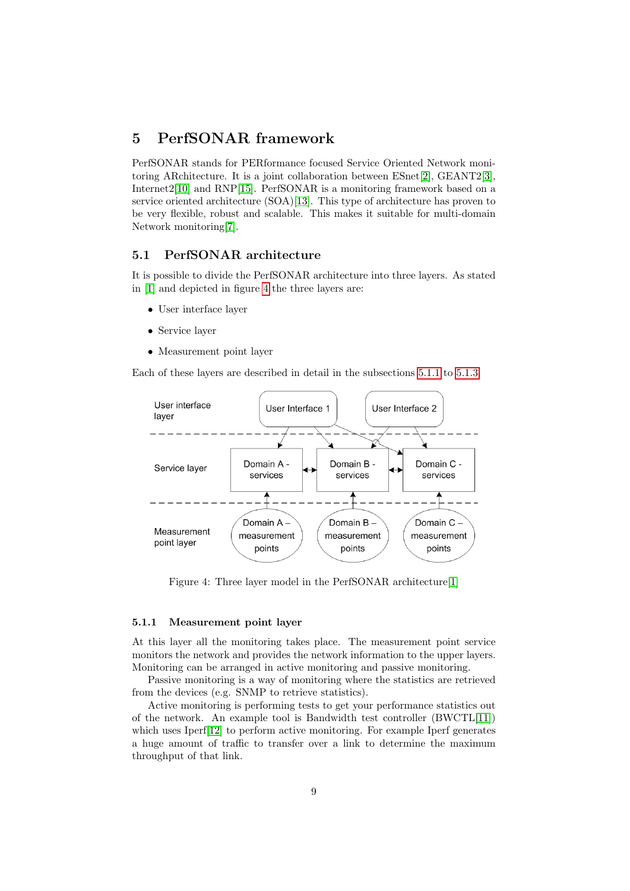# 5 PerfSONAR framework

PerfSONAR stands for PERformance focused Service Oriented Network monitoring ARchitecture. It is a joint collaboration between ESnet[2], GEANT2[3], Internet2[10] and RNP[15]. PerfSONAR is a monitoring framework based on a service oriented architecture (SOA)[13]. This type of architecture has proven to be very flexible, robust and scalable. This makes it suitable for multi-domain Network monitoring[7].

## 5.1 PerfSONAR architecture

It is possible to divide the PerfSONAR architecture into three layers. As stated in [1] and depicted in figure 4 the three layers are:

- User interface layer
- Service layer
- Measurement point layer

Each of these layers are described in detail in the subsections 5.1.1 to 5.1.3.

Figure 4: Three layer model in the PerfSONAR architecture[1]

### 5.1.1 Measurement point layer

At this layer all the monitoring takes place. The measurement point service monitors the network and provides the network information to the upper layers. Monitoring can be arranged in active monitoring and passive monitoring.

Passive monitoring is a way of monitoring where the statistics are retrieved from the devices (e.g. SNMP to retrieve statistics).

Active monitoring is performing tests to get your performance statistics out of the network. An example tool is Bandwidth test controller (BWCTL[11]) which uses Iperf[12] to perform active monitoring. For example Iperf generates a huge amount of traffic to transfer over a link to determine the maximum throughput of that link.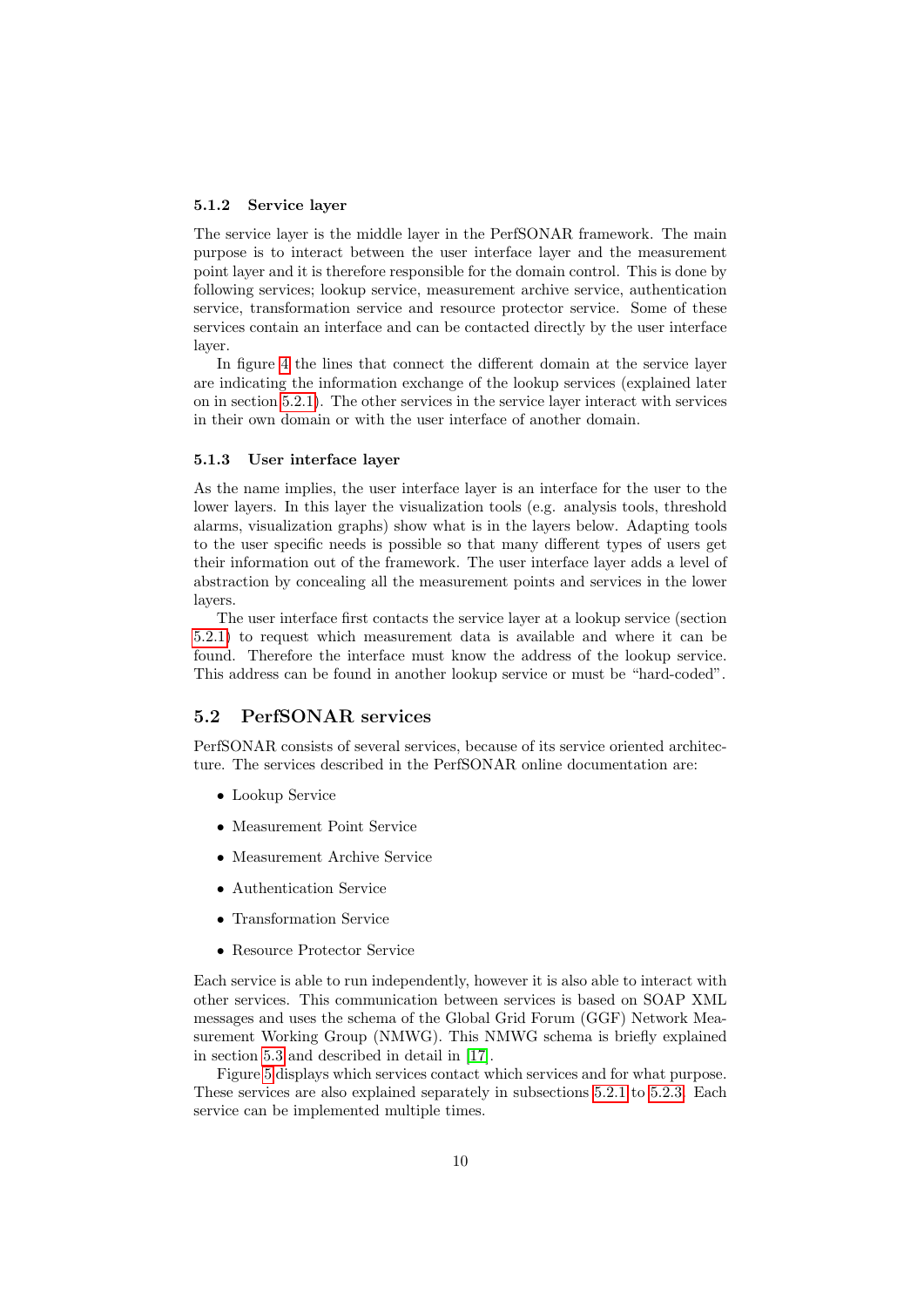### 5.1.2 Service layer

The service layer is the middle layer in the PerfSONAR framework. The main purpose is to interact between the user interface layer and the measurement point layer and it is therefore responsible for the domain control. This is done by following services; lookup service, measurement archive service, authentication service, transformation service and resource protector service. Some of these services contain an interface and can be contacted directly by the user interface layer.

In figure 4 the lines that connect the different domain at the service layer are indicating the information exchange of the lookup services (explained later on in section 5.2.1). The other services in the service layer interact with services in their own domain or with the user interface of another domain.

### 5.1.3 User interface layer

As the name implies, the user interface layer is an interface for the user to the lower layers. In this layer the visualization tools (e.g. analysis tools, threshold alarms, visualization graphs) show what is in the layers below. Adapting tools to the user specific needs is possible so that many different types of users get their information out of the framework. The user interface layer adds a level of abstraction by concealing all the measurement points and services in the lower layers.

The user interface first contacts the service layer at a lookup service (section 5.2.1) to request which measurement data is available and where it can be found. Therefore the interface must know the address of the lookup service. This address can be found in another lookup service or must be "hard-coded".

## 5.2 PerfSONAR services

PerfSONAR consists of several services, because of its service oriented architecture. The services described in the PerfSONAR online documentation are:

- Lookup Service
- Measurement Point Service
- Measurement Archive Service
- Authentication Service
- Transformation Service
- Resource Protector Service

Each service is able to run independently, however it is also able to interact with other services. This communication between services is based on SOAP XML messages and uses the schema of the Global Grid Forum (GGF) Network Measurement Working Group (NMWG). This NMWG schema is briefly explained in section 5.3 and described in detail in [17].

Figure 5 displays which services contact which services and for what purpose. These services are also explained separately in subsections 5.2.1 to 5.2.3. Each service can be implemented multiple times.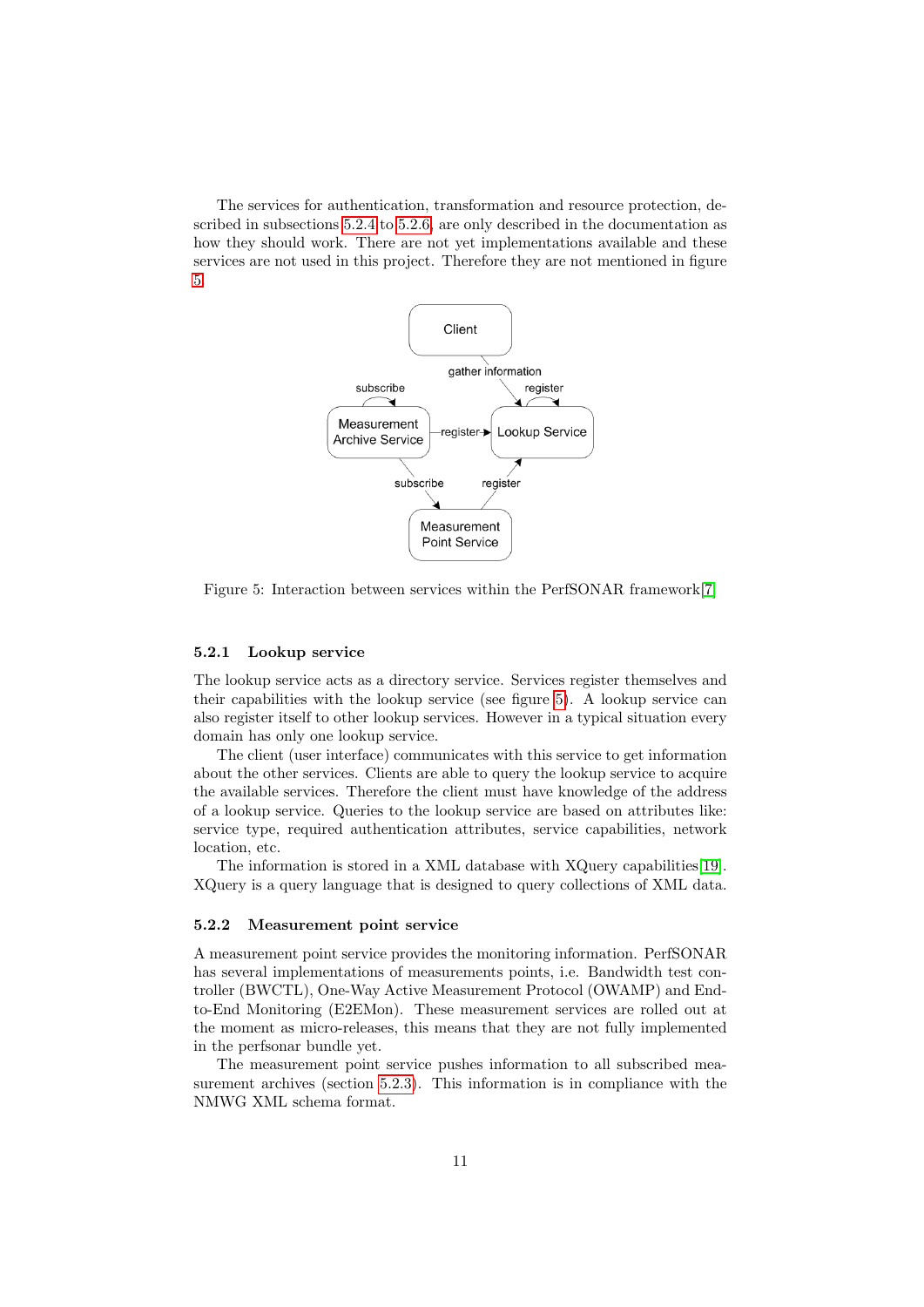The services for authentication, transformation and resource protection, described in subsections 5.2.4 to 5.2.6, are only described in the documentation as how they should work. There are not yet implementations available and these services are not used in this project. Therefore they are not mentioned in figure 5.

Figure 5: Interaction between services within the PerfSONAR framework[7]

### 5.2.1 Lookup service

The lookup service acts as a directory service. Services register themselves and their capabilities with the lookup service (see figure 5). A lookup service can also register itself to other lookup services. However in a typical situation every domain has only one lookup service.

The client (user interface) communicates with this service to get information about the other services. Clients are able to query the lookup service to acquire the available services. Therefore the client must have knowledge of the address of a lookup service. Queries to the lookup service are based on attributes like: service type, required authentication attributes, service capabilities, network location, etc.

The information is stored in a XML database with XQuery capabilities[19]. XQuery is a query language that is designed to query collections of XML data.

### 5.2.2 Measurement point service

A measurement point service provides the monitoring information. PerfSONAR has several implementations of measurements points, i.e. Bandwidth test controller (BWCTL), One-Way Active Measurement Protocol (OWAMP) and End-to-End Monitoring (E2EMon). These measurement services are rolled out at the moment as micro-releases, this means that they are not fully implemented in the perfsonar bundle yet.

The measurement point service pushes information to all subscribed measurement archives (section 5.2.3). This information is in compliance with the NMWG XML schema format.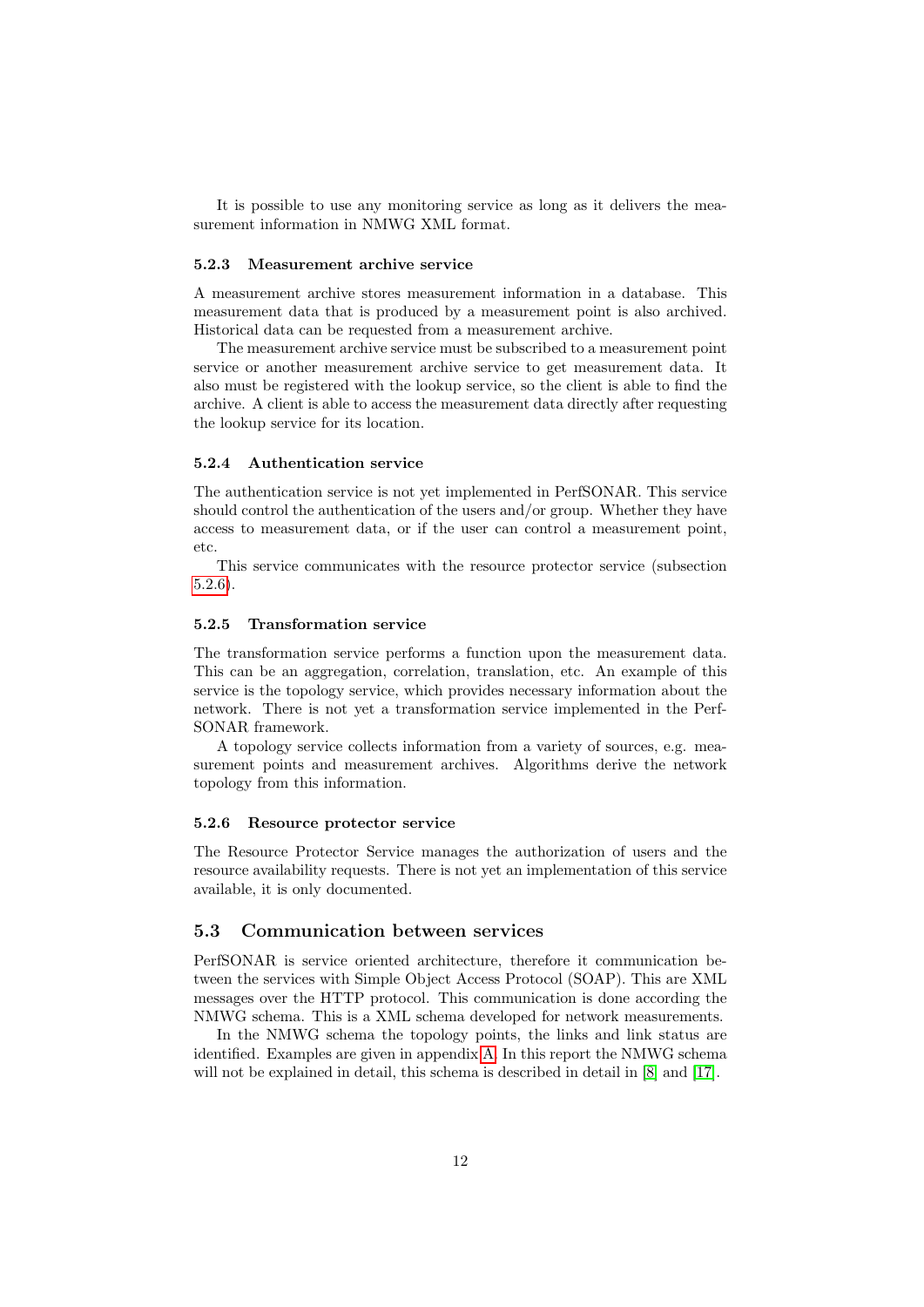It is possible to use any monitoring service as long as it delivers the measurement information in NMWG XML format.

### 5.2.3 Measurement archive service

A measurement archive stores measurement information in a database. This measurement data that is produced by a measurement point is also archived. Historical data can be requested from a measurement archive.

The measurement archive service must be subscribed to a measurement point service or another measurement archive service to get measurement data. It also must be registered with the lookup service, so the client is able to find the archive. A client is able to access the measurement data directly after requesting the lookup service for its location.

### 5.2.4 Authentication service

The authentication service is not yet implemented in PerfSONAR. This service should control the authentication of the users and/or group. Whether they have access to measurement data, or if the user can control a measurement point, etc.

This service communicates with the resource protector service (subsection 5.2.6).

### 5.2.5 Transformation service

The transformation service performs a function upon the measurement data. This can be an aggregation, correlation, translation, etc. An example of this service is the topology service, which provides necessary information about the network. There is not yet a transformation service implemented in the PerfSONAR framework.

A topology service collects information from a variety of sources, e.g. measurement points and measurement archives. Algorithms derive the network topology from this information.

### 5.2.6 Resource protector service

The Resource Protector Service manages the authorization of users and the resource availability requests. There is not yet an implementation of this service available, it is only documented.

## 5.3 Communication between services

PerfSONAR is service oriented architecture, therefore it communication between the services with Simple Object Access Protocol (SOAP). This are XML messages over the HTTP protocol. This communication is done according the NMWG schema. This is a XML schema developed for network measurements.

In the NMWG schema the topology points, the links and link status are identified. Examples are given in appendix A. In this report the NMWG schema will not be explained in detail, this schema is described in detail in [8] and [17].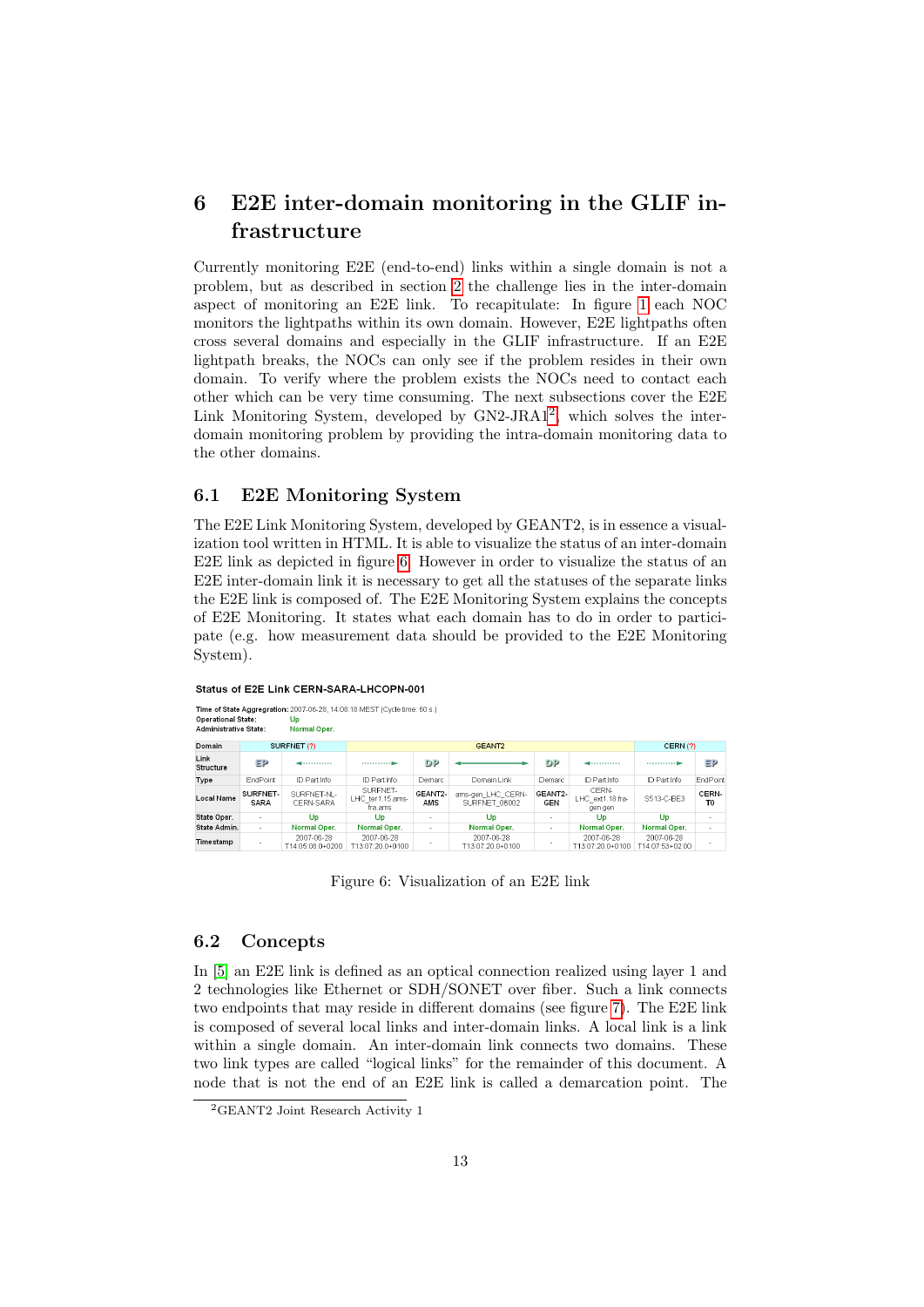# 6 E2E inter-domain monitoring in the GLIF infrastructure

Currently monitoring E2E (end-to-end) links within a single domain is not a problem, but as described in section 2 the challenge lies in the inter-domain aspect of monitoring an E2E link. To recapitulate: In figure 1 each NOC monitors the lightpaths within its own domain. However, E2E lightpaths often cross several domains and especially in the GLIF infrastructure. If an E2E lightpath breaks, the NOCs can only see if the problem resides in their own domain. To verify where the problem exists the NOCs need to contact each other which can be very time consuming. The next subsections cover the E2E Link Monitoring System, developed by GN2-JRA1[2], which solves the inter-domain monitoring problem by providing the intra-domain monitoring data to the other domains.

## 6.1 E2E Monitoring System

The E2E Link Monitoring System, developed by GEANT2, is in essence a visualization tool written in HTML. It is able to visualize the status of an inter-domain E2E link as depicted in figure 6. However in order to visualize the status of an E2E inter-domain link it is necessary to get all the statuses of the separate links the E2E link is composed of. The E2E Monitoring System explains the concepts of E2E Monitoring. It states what each domain has to do in order to participate (e.g. how measurement data should be provided to the E2E Monitoring System).

**Status of E2E Link CERN-SARA-LHCOPN-001**

**Time of State Aggregation:** 2007-06-28, 14:08:18 MEST (Cycle time: 60 s.)
**Operational State:** Up
**Administrative State:** Normal Oper.

| Domain | SURFNET (?) | | GEANT2 | | | | | CERN (?) | |
|---|---|---|---|---|---|---|---|---|---|
| Link Structure | EP | ◄········· | ·········► | DP | ◄────────► | DP | ◄········· | ·········► | EP |
| Type | EndPoint | ID Part.Info | ID Part.Info | Demarc | Domain Link | Demarc | ID Part.Info | ID Part.Info | EndPoint |
| Local Name | SURFNET-SARA | SURFNET-NL-CERN-SARA | SURFNET-LHC_ter1.15.ams-fra.ams | GEANT2-AMS | ams-gen_LHC_CERN-SURFNET_06002 | GEANT2-GEN | CERN-LHC_ext1.18.fra-gen.gen | S513-C-BE3 | CERN-T0 |
| State Oper. | - | Up | Up | - | Up | - | Up | Up | - |
| State Admin. | - | Normal Oper. | Normal Oper. | - | Normal Oper. | - | Normal Oper. | Normal Oper. | - |
| Timestamp | - | 2007-06-28 T14:05:08.0+0200 | 2007-06-28 T13:07:20.0+0100 | - | 2007-06-28 T13:07:20.0+0100 | - | 2007-06-28 T13:07:20.0+0100 | 2007-06-28 T14:07:53+02:00 | - |

Figure 6: Visualization of an E2E link

## 6.2 Concepts

In [5] an E2E link is defined as an optical connection realized using layer 1 and 2 technologies like Ethernet or SDH/SONET over fiber. Such a link connects two endpoints that may reside in different domains (see figure 7). The E2E link is composed of several local links and inter-domain links. A local link is a link within a single domain. An inter-domain link connects two domains. These two link types are called "logical links" for the remainder of this document. A node that is not the end of an E2E link is called a demarcation point. The

[2] GEANT2 Joint Research Activity 1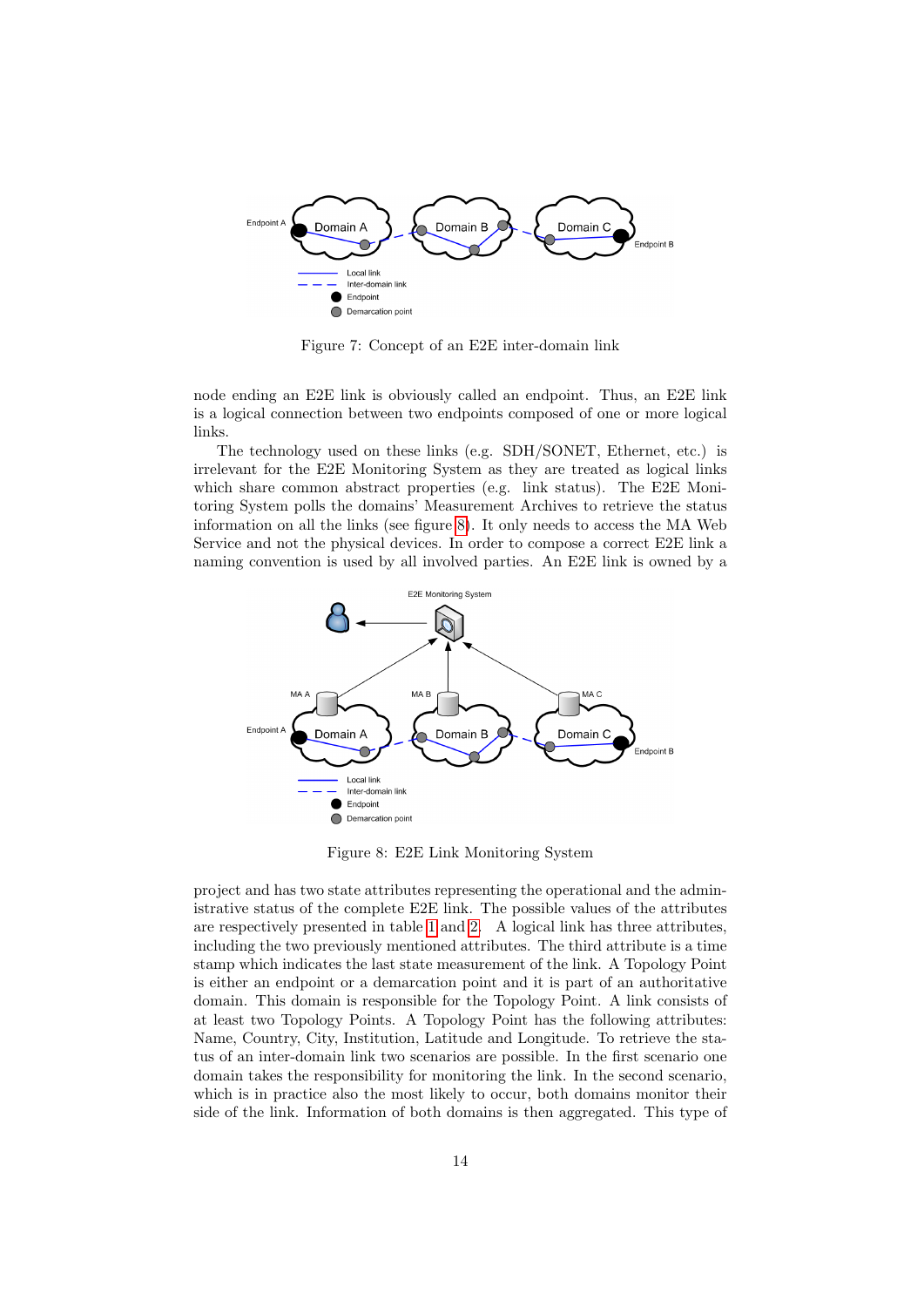Figure 7: Concept of an E2E inter-domain link

node ending an E2E link is obviously called an endpoint. Thus, an E2E link is a logical connection between two endpoints composed of one or more logical links.

The technology used on these links (e.g. SDH/SONET, Ethernet, etc.) is irrelevant for the E2E Monitoring System as they are treated as logical links which share common abstract properties (e.g. link status). The E2E Monitoring System polls the domains' Measurement Archives to retrieve the status information on all the links (see figure 8). It only needs to access the MA Web Service and not the physical devices. In order to compose a correct E2E link a naming convention is used by all involved parties. An E2E link is owned by a

Figure 8: E2E Link Monitoring System

project and has two state attributes representing the operational and the administrative status of the complete E2E link. The possible values of the attributes are respectively presented in table 1 and 2. A logical link has three attributes, including the two previously mentioned attributes. The third attribute is a time stamp which indicates the last state measurement of the link. A Topology Point is either an endpoint or a demarcation point and it is part of an authoritative domain. This domain is responsible for the Topology Point. A link consists of at least two Topology Points. A Topology Point has the following attributes: Name, Country, City, Institution, Latitude and Longitude. To retrieve the status of an inter-domain link two scenarios are possible. In the first scenario one domain takes the responsibility for monitoring the link. In the second scenario, which is in practice also the most likely to occur, both domains monitor their side of the link. Information of both domains is then aggregated. This type of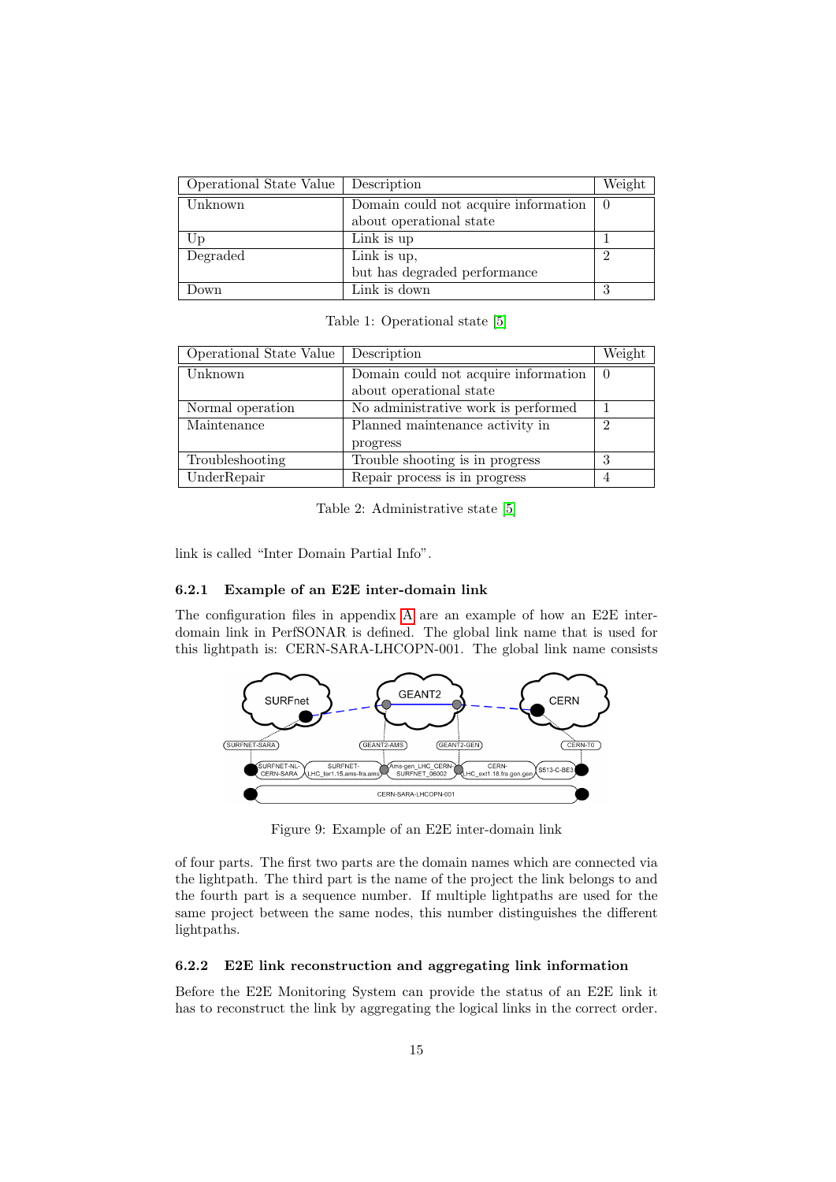| Operational State Value | Description | Weight |
|---|---|---|
| Unknown | Domain could not acquire information about operational state | 0 |
| Up | Link is up | 1 |
| Degraded | Link is up, but has degraded performance | 2 |
| Down | Link is down | 3 |

Table 1: Operational state [5]

| Operational State Value | Description | Weight |
|---|---|---|
| Unknown | Domain could not acquire information about operational state | 0 |
| Normal operation | No administrative work is performed | 1 |
| Maintenance | Planned maintenance activity in progress | 2 |
| Troubleshooting | Trouble shooting is in progress | 3 |
| UnderRepair | Repair process is in progress | 4 |

Table 2: Administrative state [5]

link is called "Inter Domain Partial Info".

### 6.2.1 Example of an E2E inter-domain link

The configuration files in appendix A are an example of how an E2E inter-domain link in PerfSONAR is defined. The global link name that is used for this lightpath is: CERN-SARA-LHCOPN-001. The global link name consists

Figure 9: Example of an E2E inter-domain link

of four parts. The first two parts are the domain names which are connected via the lightpath. The third part is the name of the project the link belongs to and the fourth part is a sequence number. If multiple lightpaths are used for the same project between the same nodes, this number distinguishes the different lightpaths.

### 6.2.2 E2E link reconstruction and aggregating link information

Before the E2E Monitoring System can provide the status of an E2E link it has to reconstruct the link by aggregating the logical links in the correct order.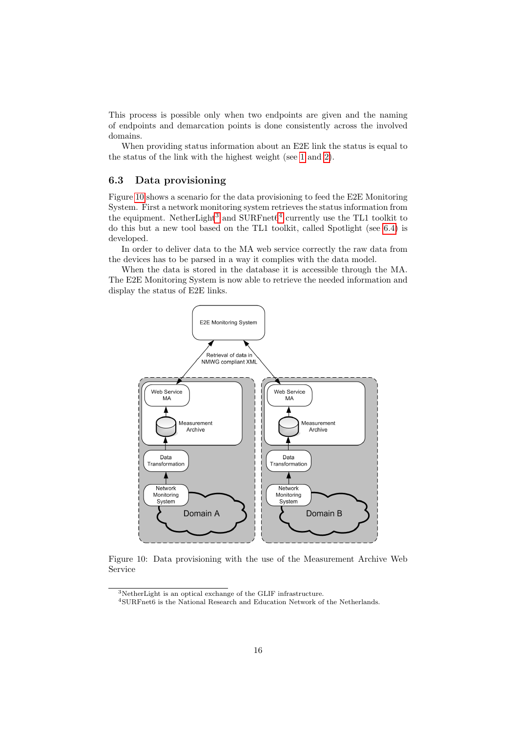This process is possible only when two endpoints are given and the naming of endpoints and demarcation points is done consistently across the involved domains.

When providing status information about an E2E link the status is equal to the status of the link with the highest weight (see 1 and 2).

## 6.3 Data provisioning

Figure 10 shows a scenario for the data provisioning to feed the E2E Monitoring System. First a network monitoring system retrieves the status information from the equipment. NetherLight[3] and SURFnet6[4] currently use the TL1 toolkit to do this but a new tool based on the TL1 toolkit, called Spotlight (see 6.4) is developed.

In order to deliver data to the MA web service correctly the raw data from the devices has to be parsed in a way it complies with the data model.

When the data is stored in the database it is accessible through the MA. The E2E Monitoring System is now able to retrieve the needed information and display the status of E2E links.

Figure 10: Data provisioning with the use of the Measurement Archive Web Service

[3] NetherLight is an optical exchange of the GLIF infrastructure.

[4] SURFnet6 is the National Research and Education Network of the Netherlands.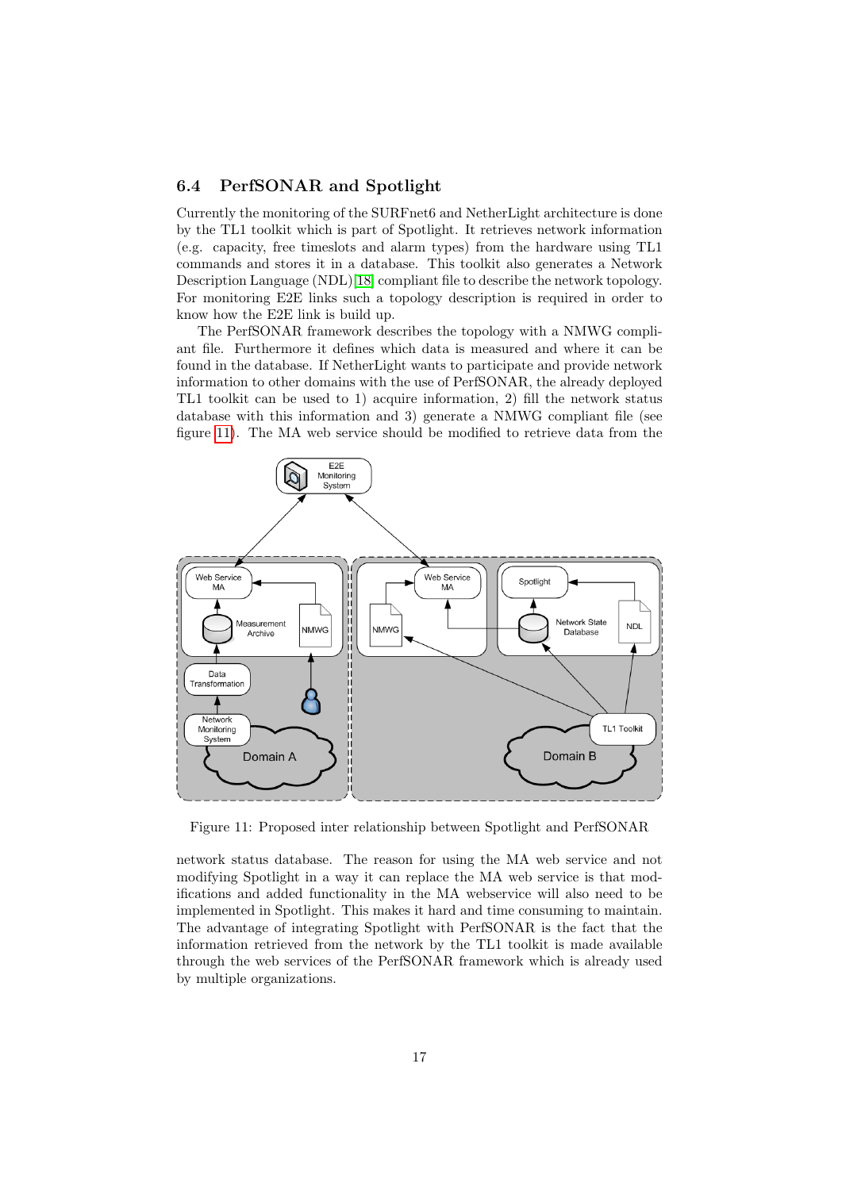## 6.4 PerfSONAR and Spotlight

Currently the monitoring of the SURFnet6 and NetherLight architecture is done by the TL1 toolkit which is part of Spotlight. It retrieves network information (e.g. capacity, free timeslots and alarm types) from the hardware using TL1 commands and stores it in a database. This toolkit also generates a Network Description Language (NDL) [18] compliant file to describe the network topology. For monitoring E2E links such a topology description is required in order to know how the E2E link is build up.

The PerfSONAR framework describes the topology with a NMWG compliant file. Furthermore it defines which data is measured and where it can be found in the database. If NetherLight wants to participate and provide network information to other domains with the use of PerfSONAR, the already deployed TL1 toolkit can be used to 1) acquire information, 2) fill the network status database with this information and 3) generate a NMWG compliant file (see figure 11). The MA web service should be modified to retrieve data from the network status database. The reason for using the MA web service and not modifying Spotlight in a way it can replace the MA web service is that modifications and added functionality in the MA webservice will also need to be implemented in Spotlight. This makes it hard and time consuming to maintain. The advantage of integrating Spotlight with PerfSONAR is the fact that the information retrieved from the network by the TL1 toolkit is made available through the web services of the PerfSONAR framework which is already used by multiple organizations.

Figure 11: Proposed inter relationship between Spotlight and PerfSONAR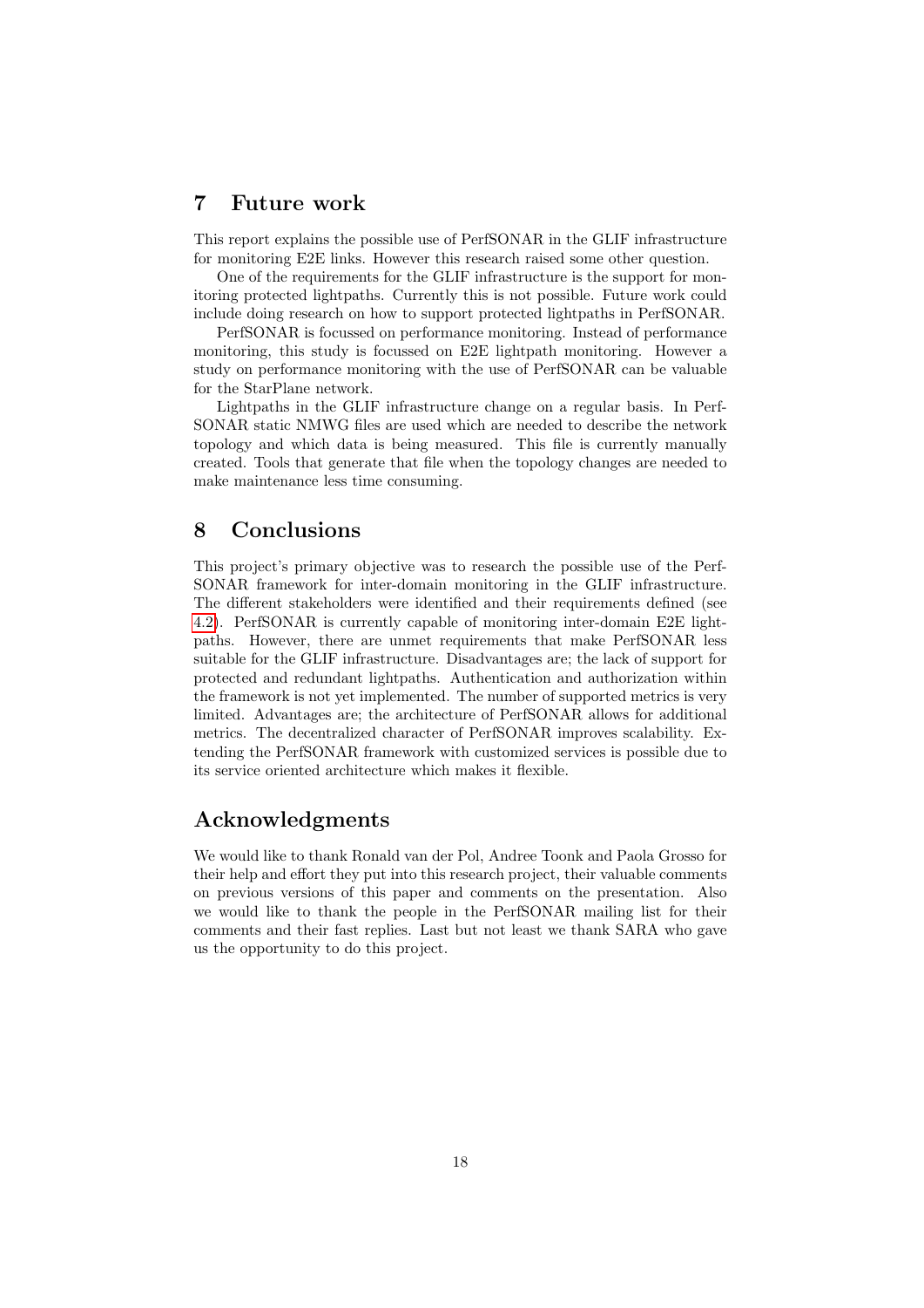## 7 Future work

This report explains the possible use of PerfSONAR in the GLIF infrastructure for monitoring E2E links. However this research raised some other question.

One of the requirements for the GLIF infrastructure is the support for monitoring protected lightpaths. Currently this is not possible. Future work could include doing research on how to support protected lightpaths in PerfSONAR.

PerfSONAR is focussed on performance monitoring. Instead of performance monitoring, this study is focussed on E2E lightpath monitoring. However a study on performance monitoring with the use of PerfSONAR can be valuable for the StarPlane network.

Lightpaths in the GLIF infrastructure change on a regular basis. In PerfSONAR static NMWG files are used which are needed to describe the network topology and which data is being measured. This file is currently manually created. Tools that generate that file when the topology changes are needed to make maintenance less time consuming.

## 8 Conclusions

This project's primary objective was to research the possible use of the PerfSONAR framework for inter-domain monitoring in the GLIF infrastructure. The different stakeholders were identified and their requirements defined (see 4.2). PerfSONAR is currently capable of monitoring inter-domain E2E lightpaths. However, there are unmet requirements that make PerfSONAR less suitable for the GLIF infrastructure. Disadvantages are; the lack of support for protected and redundant lightpaths. Authentication and authorization within the framework is not yet implemented. The number of supported metrics is very limited. Advantages are; the architecture of PerfSONAR allows for additional metrics. The decentralized character of PerfSONAR improves scalability. Extending the PerfSONAR framework with customized services is possible due to its service oriented architecture which makes it flexible.

## Acknowledgments

We would like to thank Ronald van der Pol, Andree Toonk and Paola Grosso for their help and effort they put into this research project, their valuable comments on previous versions of this paper and comments on the presentation. Also we would like to thank the people in the PerfSONAR mailing list for their comments and their fast replies. Last but not least we thank SARA who gave us the opportunity to do this project.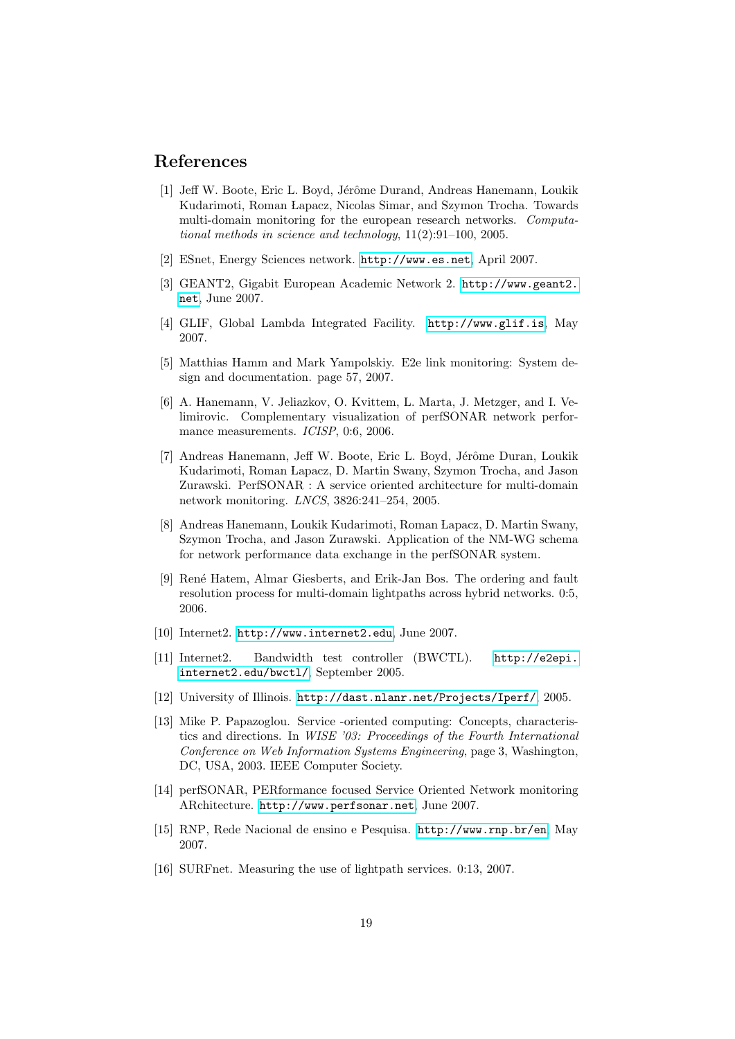# References

[1] Jeff W. Boote, Eric L. Boyd, Jérôme Durand, Andreas Hanemann, Loukik Kudarimoti, Roman Łapacz, Nicolas Simar, and Szymon Trocha. Towards multi-domain monitoring for the european research networks. *Computational methods in science and technology*, 11(2):91–100, 2005.

[2] ESnet, Energy Sciences network. http://www.es.net, April 2007.

[3] GEANT2, Gigabit European Academic Network 2. http://www.geant2.net, June 2007.

[4] GLIF, Global Lambda Integrated Facility. http://www.glif.is, May 2007.

[5] Matthias Hamm and Mark Yampolskiy. E2e link monitoring: System design and documentation. page 57, 2007.

[6] A. Hanemann, V. Jeliazkov, O. Kvittem, L. Marta, J. Metzger, and I. Velimirovic. Complementary visualization of perfSONAR network performance measurements. *ICISP*, 0:6, 2006.

[7] Andreas Hanemann, Jeff W. Boote, Eric L. Boyd, Jérôme Duran, Loukik Kudarimoti, Roman Łapacz, D. Martin Swany, Szymon Trocha, and Jason Zurawski. PerfSONAR : A service oriented architecture for multi-domain network monitoring. *LNCS*, 3826:241–254, 2005.

[8] Andreas Hanemann, Loukik Kudarimoti, Roman Łapacz, D. Martin Swany, Szymon Trocha, and Jason Zurawski. Application of the NM-WG schema for network performance data exchange in the perfSONAR system.

[9] René Hatem, Almar Giesberts, and Erik-Jan Bos. The ordering and fault resolution process for multi-domain lightpaths across hybrid networks. 0:5, 2006.

[10] Internet2. http://www.internet2.edu, June 2007.

[11] Internet2. Bandwidth test controller (BWCTL). http://e2epi.internet2.edu/bwctl/, September 2005.

[12] University of Illinois. http://dast.nlanr.net/Projects/Iperf/, 2005.

[13] Mike P. Papazoglou. Service -oriented computing: Concepts, characteristics and directions. In *WISE '03: Proceedings of the Fourth International Conference on Web Information Systems Engineering*, page 3, Washington, DC, USA, 2003. IEEE Computer Society.

[14] perfSONAR, PERformance focused Service Oriented Network monitoring ARchitecture. http://www.perfsonar.net, June 2007.

[15] RNP, Rede Nacional de ensino e Pesquisa. http://www.rnp.br/en, May 2007.

[16] SURFnet. Measuring the use of lightpath services. 0:13, 2007.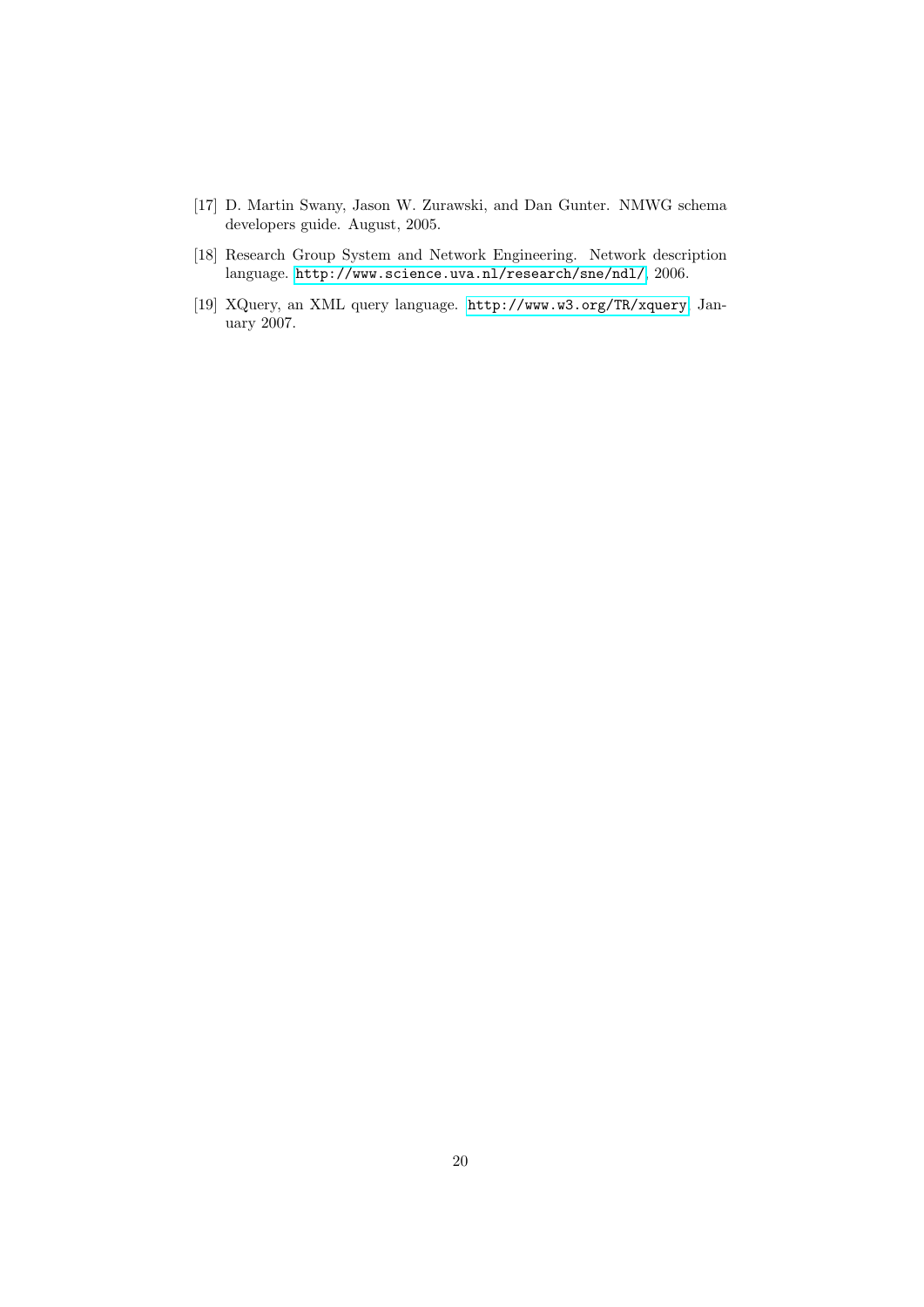[17] D. Martin Swany, Jason W. Zurawski, and Dan Gunter. NMWG schema developers guide. August, 2005.

[18] Research Group System and Network Engineering. Network description language. http://www.science.uva.nl/research/sne/ndl/, 2006.

[19] XQuery, an XML query language. http://www.w3.org/TR/xquery, January 2007.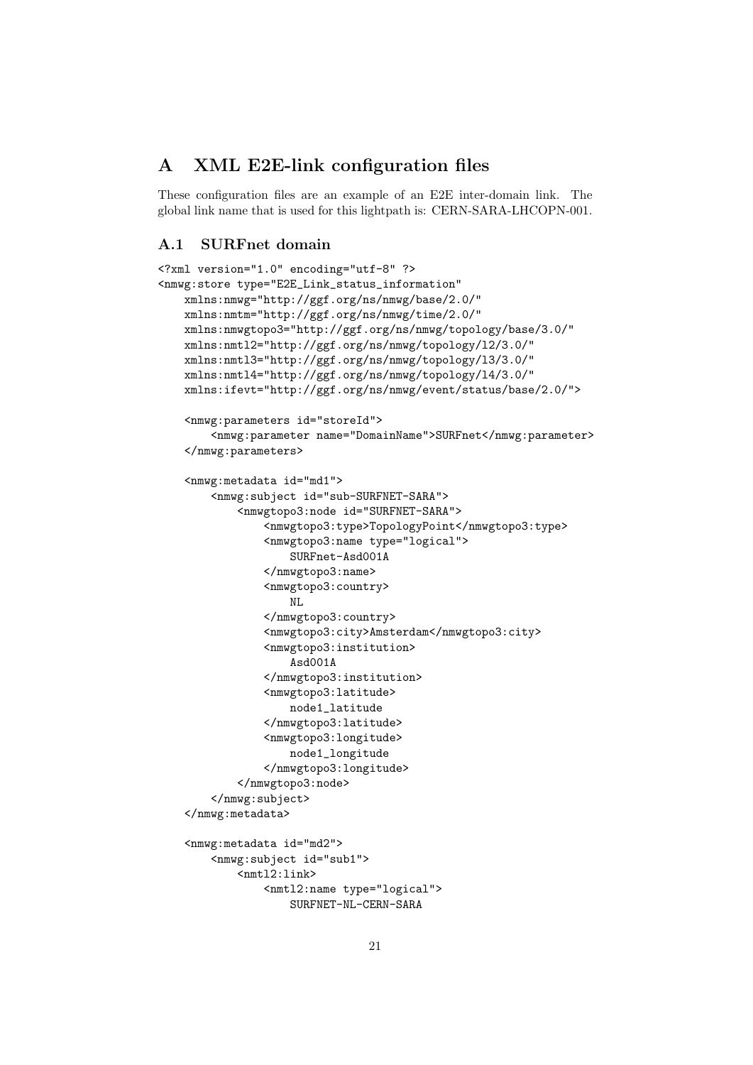# A XML E2E-link configuration files

These configuration files are an example of an E2E inter-domain link. The global link name that is used for this lightpath is: CERN-SARA-LHCOPN-001.

## A.1 SURFnet domain

```
<?xml version="1.0" encoding="utf-8" ?>
<nmwg:store type="E2E_Link_status_information"
    xmlns:nmwg="http://ggf.org/ns/nmwg/base/2.0/"
    xmlns:nmtm="http://ggf.org/ns/nmwg/time/2.0/"
    xmlns:nmwgtopo3="http://ggf.org/ns/nmwg/topology/base/3.0/"
    xmlns:nmtl2="http://ggf.org/ns/nmwg/topology/l2/3.0/"
    xmlns:nmtl3="http://ggf.org/ns/nmwg/topology/l3/3.0/"
    xmlns:nmtl4="http://ggf.org/ns/nmwg/topology/l4/3.0/"
    xmlns:ifevt="http://ggf.org/ns/nmwg/event/status/base/2.0/">

    <nmwg:parameters id="storeId">
        <nmwg:parameter name="DomainName">SURFnet</nmwg:parameter>
    </nmwg:parameters>

    <nmwg:metadata id="md1">
        <nmwg:subject id="sub-SURFNET-SARA">
            <nmwgtopo3:node id="SURFNET-SARA">
                <nmwgtopo3:type>TopologyPoint</nmwgtopo3:type>
                <nmwgtopo3:name type="logical">
                    SURFnet-Asd001A
                </nmwgtopo3:name>
                <nmwgtopo3:country>
                    NL
                </nmwgtopo3:country>
                <nmwgtopo3:city>Amsterdam</nmwgtopo3:city>
                <nmwgtopo3:institution>
                    Asd001A
                </nmwgtopo3:institution>
                <nmwgtopo3:latitude>
                    node1_latitude
                </nmwgtopo3:latitude>
                <nmwgtopo3:longitude>
                    node1_longitude
                </nmwgtopo3:longitude>
            </nmwgtopo3:node>
        </nmwg:subject>
    </nmwg:metadata>

    <nmwg:metadata id="md2">
        <nmwg:subject id="sub1">
            <nmtl2:link>
                <nmtl2:name type="logical">
                    SURFNET-NL-CERN-SARA
```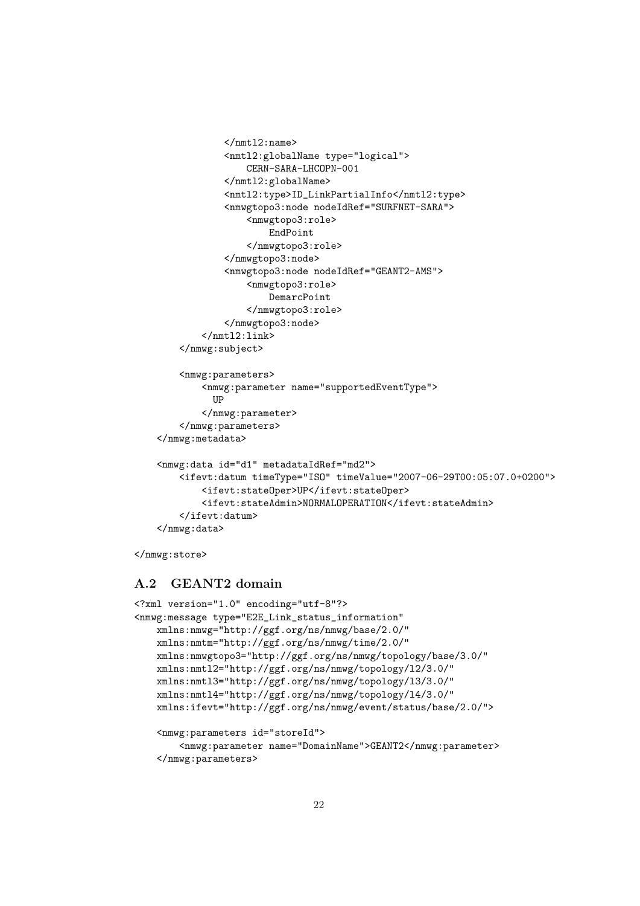```
                </nmtl2:name>
                <nmtl2:globalName type="logical">
                    CERN-SARA-LHCOPN-001
                </nmtl2:globalName>
                <nmtl2:type>ID_LinkPartialInfo</nmtl2:type>
                <nmwgtopo3:node nodeIdRef="SURFNET-SARA">
                    <nmwgtopo3:role>
                        EndPoint
                    </nmwgtopo3:role>
                </nmwgtopo3:node>
                <nmwgtopo3:node nodeIdRef="GEANT2-AMS">
                    <nmwgtopo3:role>
                        DemarcPoint
                    </nmwgtopo3:role>
                </nmwgtopo3:node>
            </nmtl2:link>
        </nmwg:subject>

        <nmwg:parameters>
            <nmwg:parameter name="supportedEventType">
              UP
            </nmwg:parameter>
        </nmwg:parameters>
    </nmwg:metadata>

    <nmwg:data id="d1" metadataIdRef="md2">
        <ifevt:datum timeType="ISO" timeValue="2007-06-29T00:05:07.0+0200">
            <ifevt:stateOper>UP</ifevt:stateOper>
            <ifevt:stateAdmin>NORMALOPERATION</ifevt:stateAdmin>
        </ifevt:datum>
    </nmwg:data>

</nmwg:store>
```

### A.2 GEANT2 domain

```
<?xml version="1.0" encoding="utf-8"?>
<nmwg:message type="E2E_Link_status_information"
    xmlns:nmwg="http://ggf.org/ns/nmwg/base/2.0/"
    xmlns:nmtm="http://ggf.org/ns/nmwg/time/2.0/"
    xmlns:nmwgtopo3="http://ggf.org/ns/nmwg/topology/base/3.0/"
    xmlns:nmtl2="http://ggf.org/ns/nmwg/topology/l2/3.0/"
    xmlns:nmtl3="http://ggf.org/ns/nmwg/topology/l3/3.0/"
    xmlns:nmtl4="http://ggf.org/ns/nmwg/topology/l4/3.0/"
    xmlns:ifevt="http://ggf.org/ns/nmwg/event/status/base/2.0/">

    <nmwg:parameters id="storeId">
        <nmwg:parameter name="DomainName">GEANT2</nmwg:parameter>
    </nmwg:parameters>
```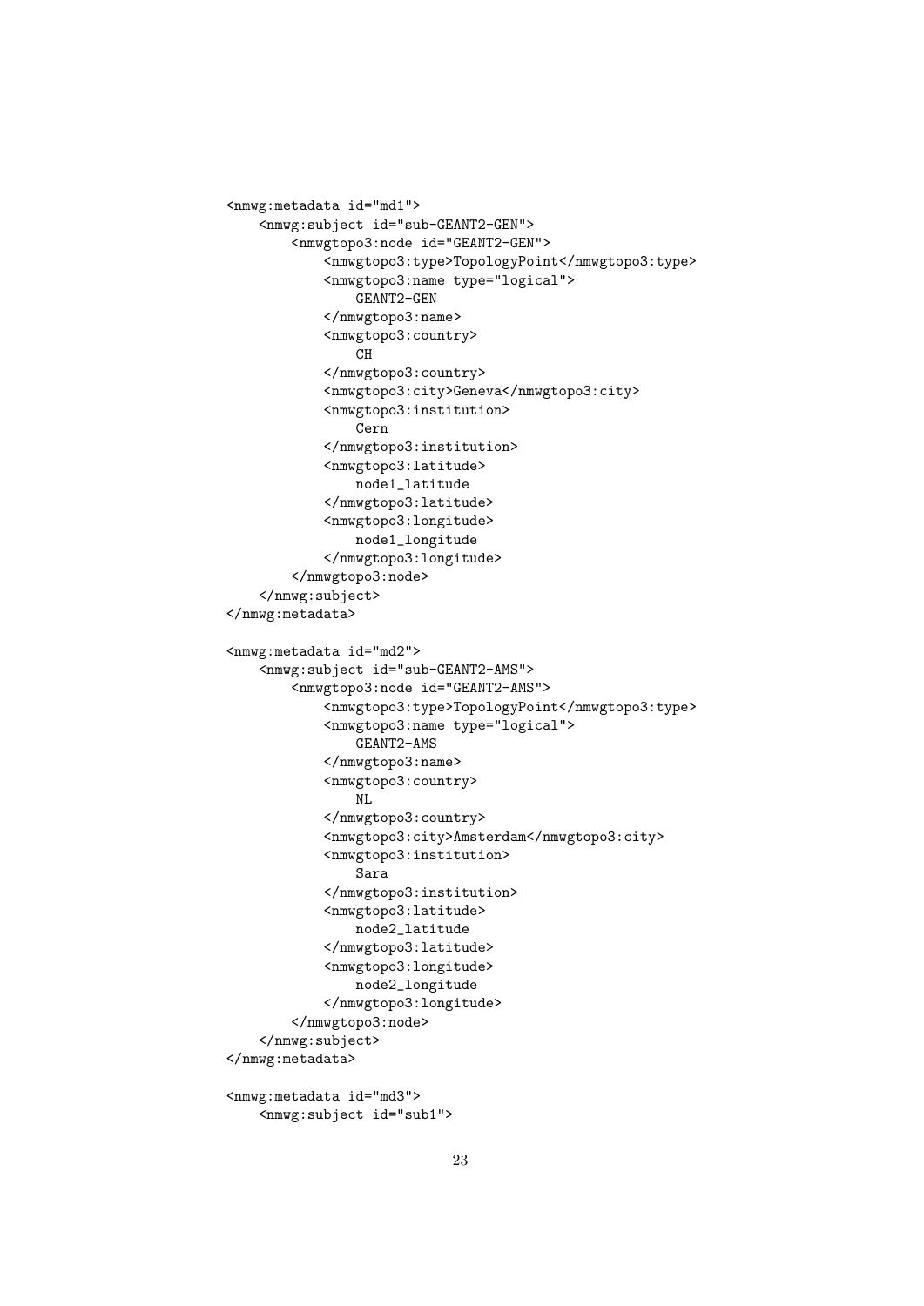```
<nmwg:metadata id="md1">
    <nmwg:subject id="sub-GEANT2-GEN">
        <nmwgtopo3:node id="GEANT2-GEN">
            <nmwgtopo3:type>TopologyPoint</nmwgtopo3:type>
            <nmwgtopo3:name type="logical">
                GEANT2-GEN
            </nmwgtopo3:name>
            <nmwgtopo3:country>
                CH
            </nmwgtopo3:country>
            <nmwgtopo3:city>Geneva</nmwgtopo3:city>
            <nmwgtopo3:institution>
                Cern
            </nmwgtopo3:institution>
            <nmwgtopo3:latitude>
                node1_latitude
            </nmwgtopo3:latitude>
            <nmwgtopo3:longitude>
                node1_longitude
            </nmwgtopo3:longitude>
        </nmwgtopo3:node>
    </nmwg:subject>
</nmwg:metadata>

<nmwg:metadata id="md2">
    <nmwg:subject id="sub-GEANT2-AMS">
        <nmwgtopo3:node id="GEANT2-AMS">
            <nmwgtopo3:type>TopologyPoint</nmwgtopo3:type>
            <nmwgtopo3:name type="logical">
                GEANT2-AMS
            </nmwgtopo3:name>
            <nmwgtopo3:country>
                NL
            </nmwgtopo3:country>
            <nmwgtopo3:city>Amsterdam</nmwgtopo3:city>
            <nmwgtopo3:institution>
                Sara
            </nmwgtopo3:institution>
            <nmwgtopo3:latitude>
                node2_latitude
            </nmwgtopo3:latitude>
            <nmwgtopo3:longitude>
                node2_longitude
            </nmwgtopo3:longitude>
        </nmwgtopo3:node>
    </nmwg:subject>
</nmwg:metadata>

<nmwg:metadata id="md3">
    <nmwg:subject id="sub1">
```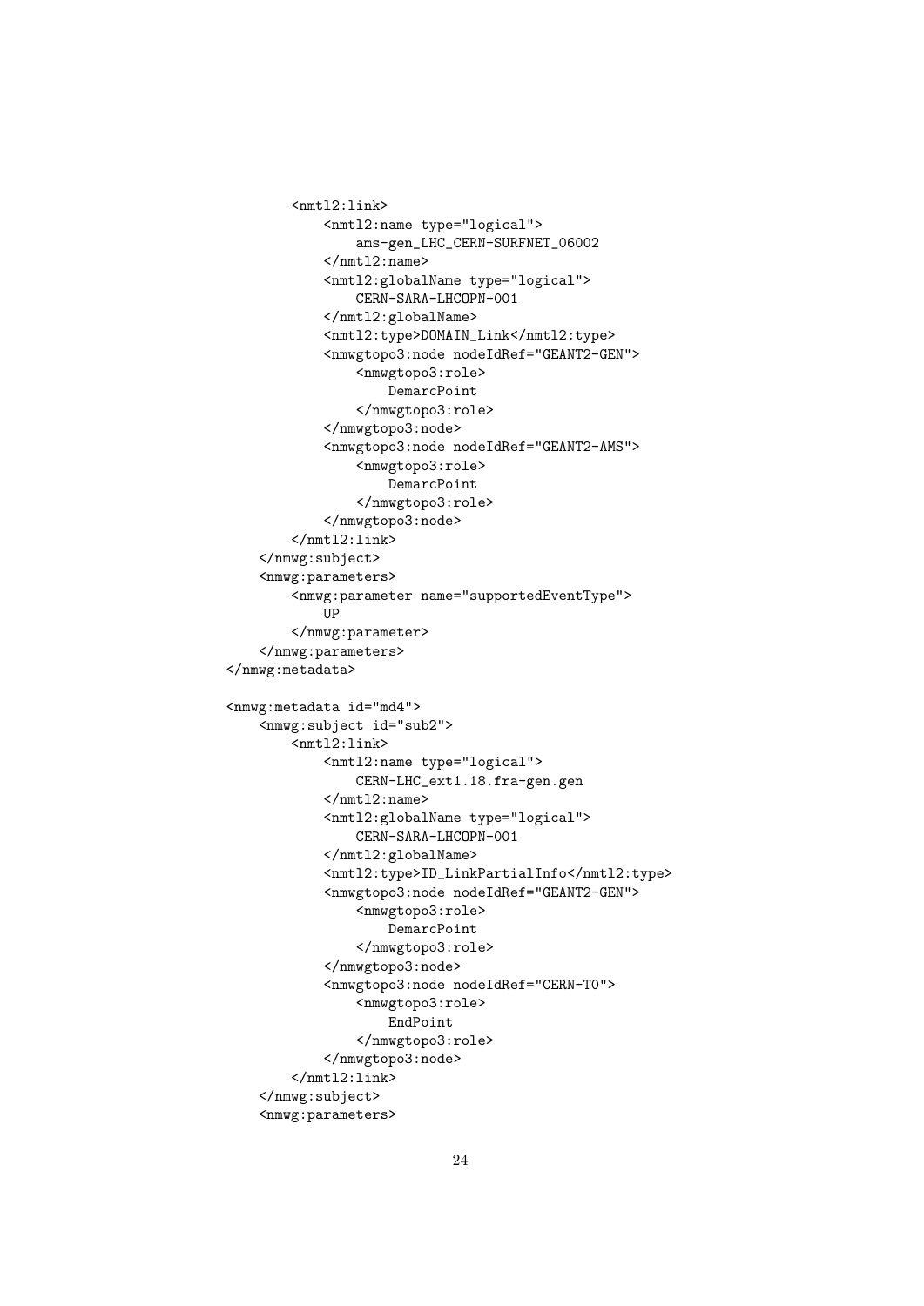```
        <nmtl2:link>
            <nmtl2:name type="logical">
                ams-gen_LHC_CERN-SURFNET_06002
            </nmtl2:name>
            <nmtl2:globalName type="logical">
                CERN-SARA-LHCOPN-001
            </nmtl2:globalName>
            <nmtl2:type>DOMAIN_Link</nmtl2:type>
            <nmwgtopo3:node nodeIdRef="GEANT2-GEN">
                <nmwgtopo3:role>
                    DemarcPoint
                </nmwgtopo3:role>
            </nmwgtopo3:node>
            <nmwgtopo3:node nodeIdRef="GEANT2-AMS">
                <nmwgtopo3:role>
                    DemarcPoint
                </nmwgtopo3:role>
            </nmwgtopo3:node>
        </nmtl2:link>
    </nmwg:subject>
    <nmwg:parameters>
        <nmwg:parameter name="supportedEventType">
            UP
        </nmwg:parameter>
    </nmwg:parameters>
</nmwg:metadata>

<nmwg:metadata id="md4">
    <nmwg:subject id="sub2">
        <nmtl2:link>
            <nmtl2:name type="logical">
                CERN-LHC_ext1.18.fra-gen.gen
            </nmtl2:name>
            <nmtl2:globalName type="logical">
                CERN-SARA-LHCOPN-001
            </nmtl2:globalName>
            <nmtl2:type>ID_LinkPartialInfo</nmtl2:type>
            <nmwgtopo3:node nodeIdRef="GEANT2-GEN">
                <nmwgtopo3:role>
                    DemarcPoint
                </nmwgtopo3:role>
            </nmwgtopo3:node>
            <nmwgtopo3:node nodeIdRef="CERN-T0">
                <nmwgtopo3:role>
                    EndPoint
                </nmwgtopo3:role>
            </nmwgtopo3:node>
        </nmtl2:link>
    </nmwg:subject>
    <nmwg:parameters>
```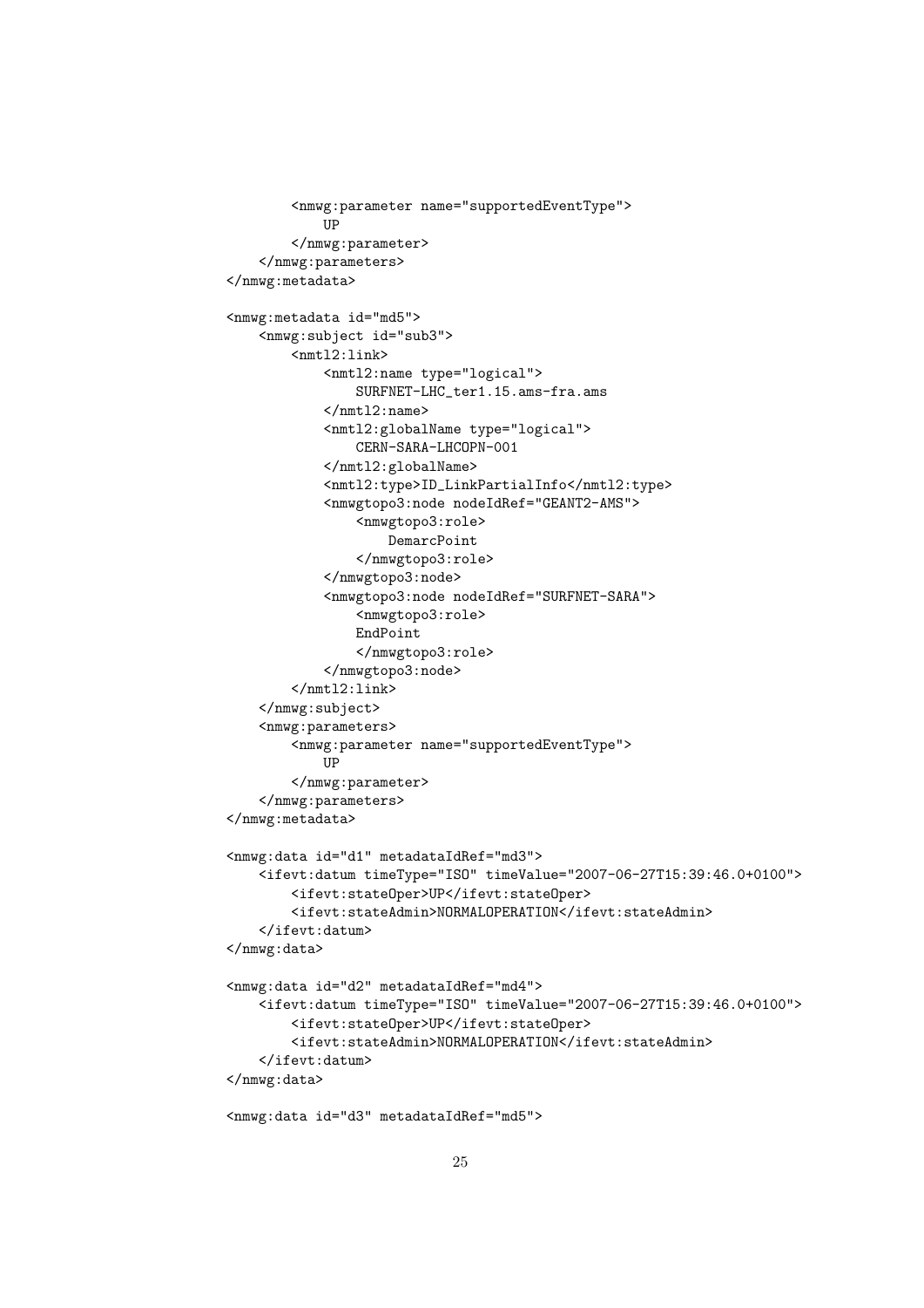```
        <nmwg:parameter name="supportedEventType">
            UP
        </nmwg:parameter>
    </nmwg:parameters>
</nmwg:metadata>

<nmwg:metadata id="md5">
    <nmwg:subject id="sub3">
        <nmtl2:link>
            <nmtl2:name type="logical">
                SURFNET-LHC_ter1.15.ams-fra.ams
            </nmtl2:name>
            <nmtl2:globalName type="logical">
                CERN-SARA-LHCOPN-001
            </nmtl2:globalName>
            <nmtl2:type>ID_LinkPartialInfo</nmtl2:type>
            <nmwgtopo3:node nodeIdRef="GEANT2-AMS">
                <nmwgtopo3:role>
                    DemarcPoint
                </nmwgtopo3:role>
            </nmwgtopo3:node>
            <nmwgtopo3:node nodeIdRef="SURFNET-SARA">
                <nmwgtopo3:role>
                EndPoint
                </nmwgtopo3:role>
            </nmwgtopo3:node>
        </nmtl2:link>
    </nmwg:subject>
    <nmwg:parameters>
        <nmwg:parameter name="supportedEventType">
            UP
        </nmwg:parameter>
    </nmwg:parameters>
</nmwg:metadata>

<nmwg:data id="d1" metadataIdRef="md3">
    <ifevt:datum timeType="ISO" timeValue="2007-06-27T15:39:46.0+0100">
        <ifevt:stateOper>UP</ifevt:stateOper>
        <ifevt:stateAdmin>NORMALOPERATION</ifevt:stateAdmin>
    </ifevt:datum>
</nmwg:data>

<nmwg:data id="d2" metadataIdRef="md4">
    <ifevt:datum timeType="ISO" timeValue="2007-06-27T15:39:46.0+0100">
        <ifevt:stateOper>UP</ifevt:stateOper>
        <ifevt:stateAdmin>NORMALOPERATION</ifevt:stateAdmin>
    </ifevt:datum>
</nmwg:data>

<nmwg:data id="d3" metadataIdRef="md5">
```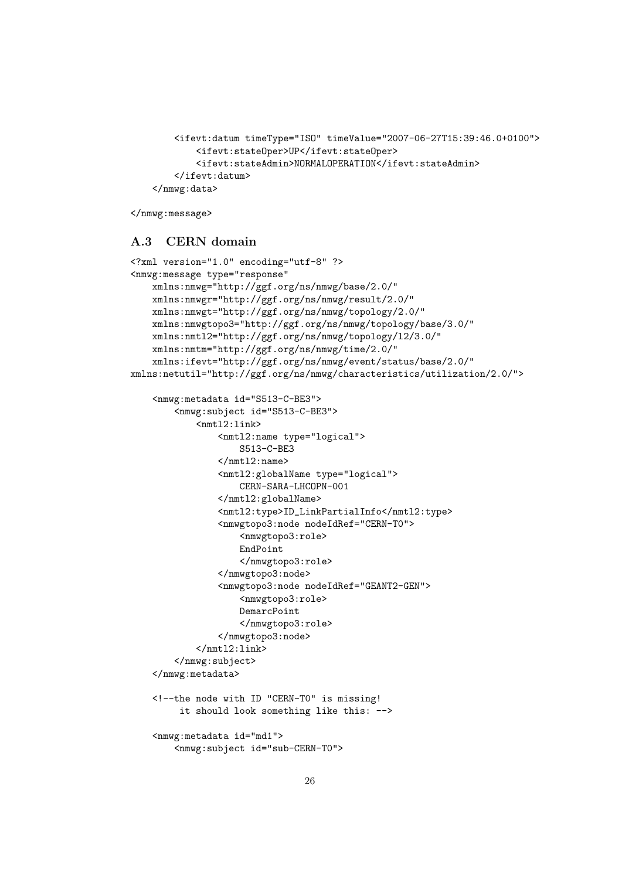```
        <ifevt:datum timeType="ISO" timeValue="2007-06-27T15:39:46.0+0100">
            <ifevt:stateOper>UP</ifevt:stateOper>
            <ifevt:stateAdmin>NORMALOPERATION</ifevt:stateAdmin>
        </ifevt:datum>
    </nmwg:data>

</nmwg:message>
```

### A.3 CERN domain

```
<?xml version="1.0" encoding="utf-8" ?>
<nmwg:message type="response"
    xmlns:nmwg="http://ggf.org/ns/nmwg/base/2.0/"
    xmlns:nmwgr="http://ggf.org/ns/nmwg/result/2.0/"
    xmlns:nmwgt="http://ggf.org/ns/nmwg/topology/2.0/"
    xmlns:nmwgtopo3="http://ggf.org/ns/nmwg/topology/base/3.0/"
    xmlns:nmtl2="http://ggf.org/ns/nmwg/topology/l2/3.0/"
    xmlns:nmtm="http://ggf.org/ns/nmwg/time/2.0/"
    xmlns:ifevt="http://ggf.org/ns/nmwg/event/status/base/2.0/"
xmlns:netutil="http://ggf.org/ns/nmwg/characteristics/utilization/2.0/">

    <nmwg:metadata id="S513-C-BE3">
        <nmwg:subject id="S513-C-BE3">
            <nmtl2:link>
                <nmtl2:name type="logical">
                    S513-C-BE3
                </nmtl2:name>
                <nmtl2:globalName type="logical">
                    CERN-SARA-LHCOPN-001
                </nmtl2:globalName>
                <nmtl2:type>ID_LinkPartialInfo</nmtl2:type>
                <nmwgtopo3:node nodeIdRef="CERN-T0">
                    <nmwgtopo3:role>
                    EndPoint
                    </nmwgtopo3:role>
                </nmwgtopo3:node>
                <nmwgtopo3:node nodeIdRef="GEANT2-GEN">
                    <nmwgtopo3:role>
                    DemarcPoint
                    </nmwgtopo3:role>
                </nmwgtopo3:node>
            </nmtl2:link>
        </nmwg:subject>
    </nmwg:metadata>

    <!--the node with ID "CERN-T0" is missing!
         it should look something like this: -->

    <nmwg:metadata id="md1">
        <nmwg:subject id="sub-CERN-T0">
```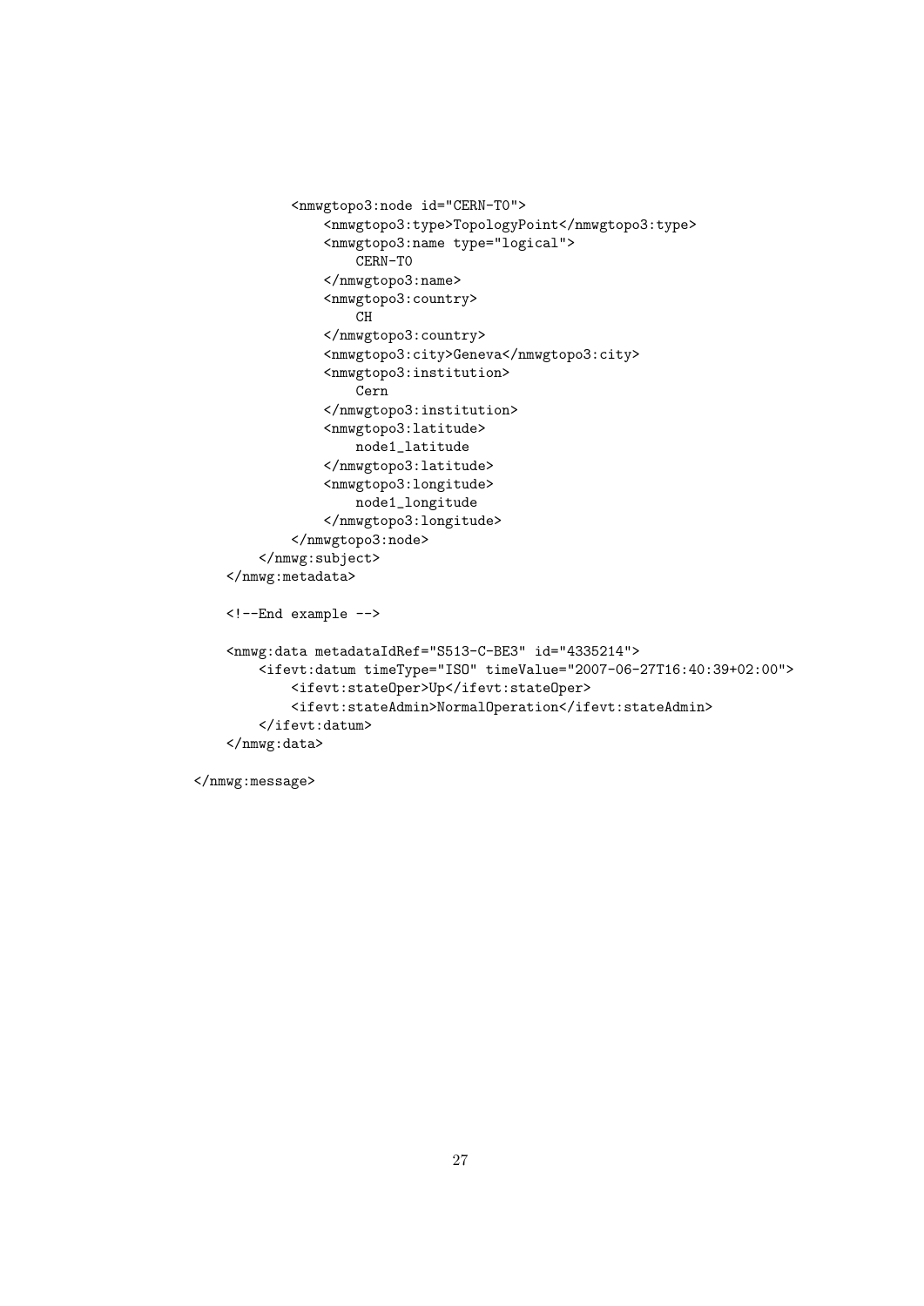```
            <nmwgtopo3:node id="CERN-T0">
                <nmwgtopo3:type>TopologyPoint</nmwgtopo3:type>
                <nmwgtopo3:name type="logical">
                    CERN-T0
                </nmwgtopo3:name>
                <nmwgtopo3:country>
                    CH
                </nmwgtopo3:country>
                <nmwgtopo3:city>Geneva</nmwgtopo3:city>
                <nmwgtopo3:institution>
                    Cern
                </nmwgtopo3:institution>
                <nmwgtopo3:latitude>
                    node1_latitude
                </nmwgtopo3:latitude>
                <nmwgtopo3:longitude>
                    node1_longitude
                </nmwgtopo3:longitude>
            </nmwgtopo3:node>
        </nmwg:subject>
    </nmwg:metadata>

    <!--End example -->

    <nmwg:data metadataIdRef="S513-C-BE3" id="4335214">
        <ifevt:datum timeType="ISO" timeValue="2007-06-27T16:40:39+02:00">
            <ifevt:stateOper>Up</ifevt:stateOper>
            <ifevt:stateAdmin>NormalOperation</ifevt:stateAdmin>
        </ifevt:datum>
    </nmwg:data>

</nmwg:message>
```